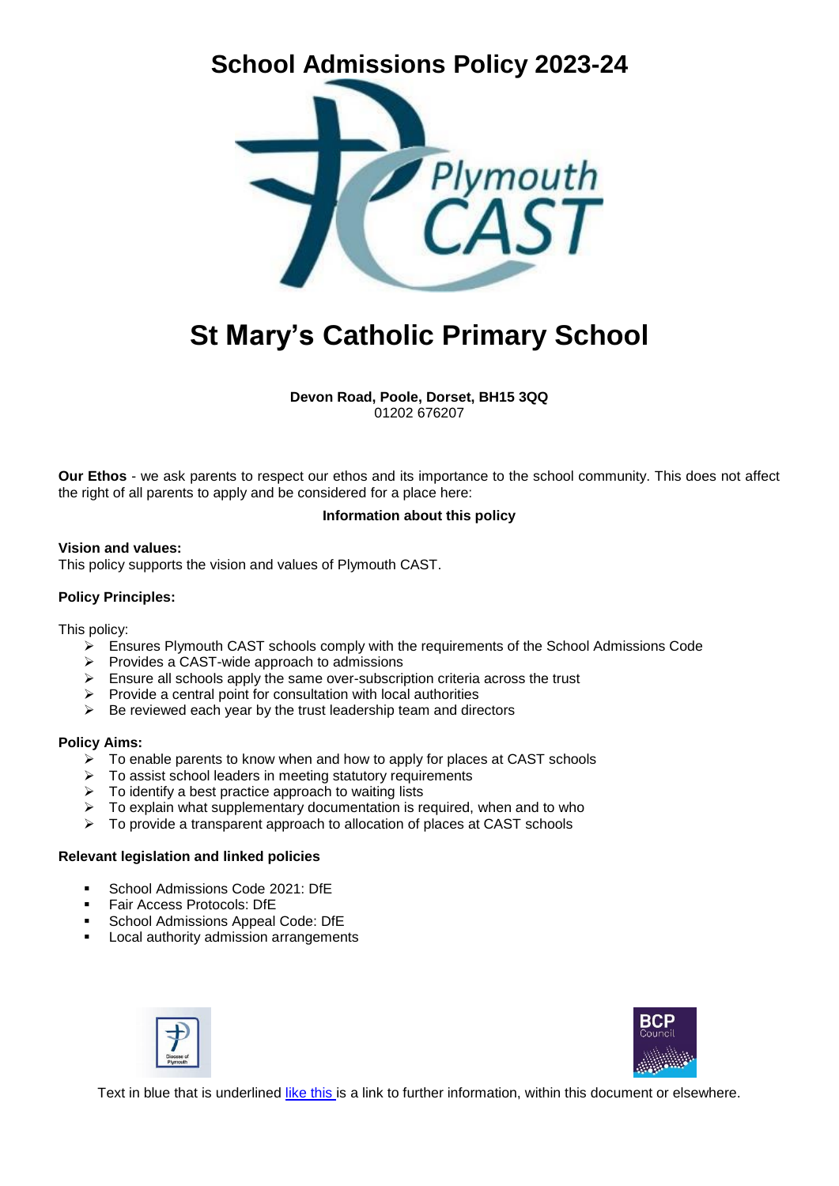# School Admissions Policy 2023-24

# St Mary's Catholic Primary School

**Devon Road, Poole, Dorset, BH15 3QQ**
01202 676207

**Our Ethos** - we ask parents to respect our ethos and its importance to the school community. This does not affect the right of all parents to apply and be considered for a place here:

**Information about this policy**

**Vision and values:**
This policy supports the vision and values of Plymouth CAST.

**Policy Principles:**

This policy:

- Ensures Plymouth CAST schools comply with the requirements of the School Admissions Code
- Provides a CAST-wide approach to admissions
- Ensure all schools apply the same over-subscription criteria across the trust
- Provide a central point for consultation with local authorities
- Be reviewed each year by the trust leadership team and directors

**Policy Aims:**

- To enable parents to know when and how to apply for places at CAST schools
- To assist school leaders in meeting statutory requirements
- To identify a best practice approach to waiting lists
- To explain what supplementary documentation is required, when and to who
- To provide a transparent approach to allocation of places at CAST schools

**Relevant legislation and linked policies**

- School Admissions Code 2021: DfE
- Fair Access Protocols: DfE
- School Admissions Appeal Code: DfE
- Local authority admission arrangements

Text in blue that is underlined like this is a link to further information, within this document or elsewhere.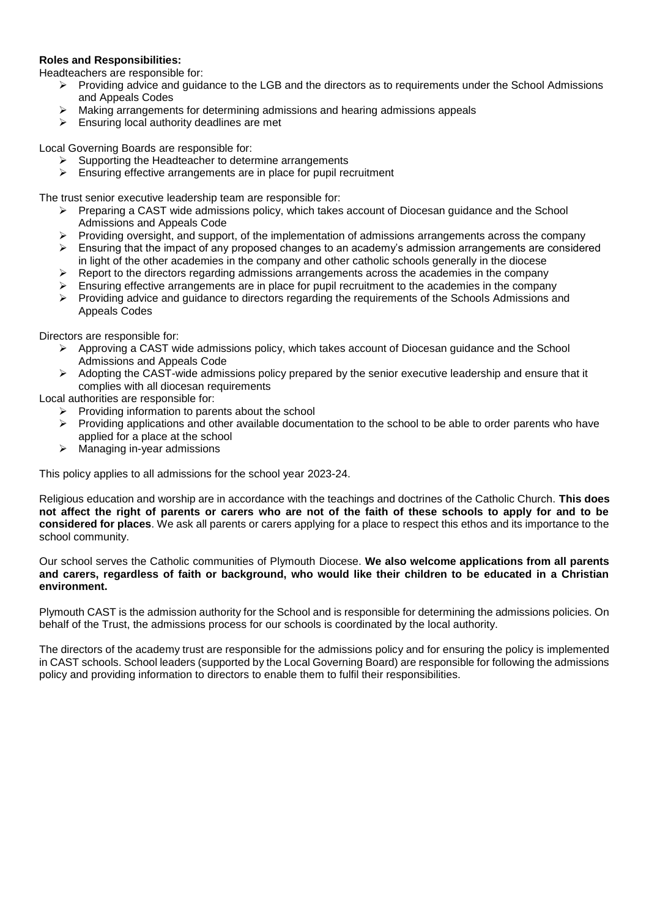**Roles and Responsibilities:**

Headteachers are responsible for:

- Providing advice and guidance to the LGB and the directors as to requirements under the School Admissions and Appeals Codes
- Making arrangements for determining admissions and hearing admissions appeals
- Ensuring local authority deadlines are met

Local Governing Boards are responsible for:

- Supporting the Headteacher to determine arrangements
- Ensuring effective arrangements are in place for pupil recruitment

The trust senior executive leadership team are responsible for:

- Preparing a CAST wide admissions policy, which takes account of Diocesan guidance and the School Admissions and Appeals Code
- Providing oversight, and support, of the implementation of admissions arrangements across the company
- Ensuring that the impact of any proposed changes to an academy's admission arrangements are considered in light of the other academies in the company and other catholic schools generally in the diocese
- Report to the directors regarding admissions arrangements across the academies in the company
- Ensuring effective arrangements are in place for pupil recruitment to the academies in the company
- Providing advice and guidance to directors regarding the requirements of the Schools Admissions and Appeals Codes

Directors are responsible for:

- Approving a CAST wide admissions policy, which takes account of Diocesan guidance and the School Admissions and Appeals Code
- Adopting the CAST-wide admissions policy prepared by the senior executive leadership and ensure that it complies with all diocesan requirements

Local authorities are responsible for:

- Providing information to parents about the school
- Providing applications and other available documentation to the school to be able to order parents who have applied for a place at the school
- Managing in-year admissions

This policy applies to all admissions for the school year 2023-24.

Religious education and worship are in accordance with the teachings and doctrines of the Catholic Church. **This does not affect the right of parents or carers who are not of the faith of these schools to apply for and to be considered for places**. We ask all parents or carers applying for a place to respect this ethos and its importance to the school community.

Our school serves the Catholic communities of Plymouth Diocese. **We also welcome applications from all parents and carers, regardless of faith or background, who would like their children to be educated in a Christian environment.**

Plymouth CAST is the admission authority for the School and is responsible for determining the admissions policies. On behalf of the Trust, the admissions process for our schools is coordinated by the local authority.

The directors of the academy trust are responsible for the admissions policy and for ensuring the policy is implemented in CAST schools. School leaders (supported by the Local Governing Board) are responsible for following the admissions policy and providing information to directors to enable them to fulfil their responsibilities.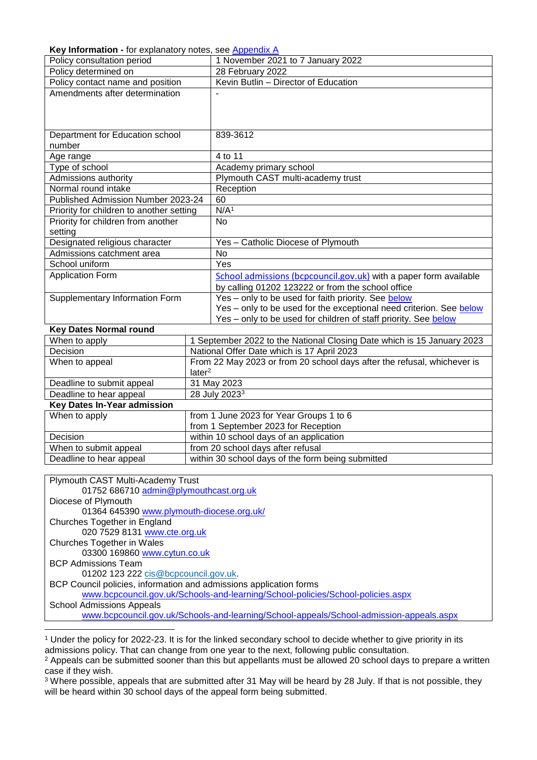**Key Information -** for explanatory notes, see [Appendix A]

| Policy consultation period | 1 November 2021 to 7 January 2022 |
|---|---|
| Policy determined on | 28 February 2022 |
| Policy contact name and position | Kevin Butlin – Director of Education |
| Amendments after determination | - |
| Department for Education school number | 839-3612 |
| Age range | 4 to 11 |
| Type of school | Academy primary school |
| Admissions authority | Plymouth CAST multi-academy trust |
| Normal round intake | Reception |
| Published Admission Number 2023-24 | 60 |
| Priority for children to another setting | N/A[1] |
| Priority for children from another setting | No |
| Designated religious character | Yes – Catholic Diocese of Plymouth |
| Admissions catchment area | No |
| School uniform | Yes |
| Application Form | [School admissions (bcpcouncil.gov.uk)] with a paper form available by calling 01202 123222 or from the school office |
| Supplementary Information Form | Yes – only to be used for faith priority. See [below]<br>Yes – only to be used for the exceptional need criterion. See [below]<br>Yes – only to be used for children of staff priority. See [below] |

**Key Dates Normal round**

| When to apply | 1 September 2022 to the National Closing Date which is 15 January 2023 |
|---|---|
| Decision | National Offer Date which is 17 April 2023 |
| When to appeal | From 22 May 2023 or from 20 school days after the refusal, whichever is later[2] |
| Deadline to submit appeal | 31 May 2023 |
| Deadline to hear appeal | 28 July 2023[3] |

**Key Dates In-Year admission**

| When to apply | from 1 June 2023 for Year Groups 1 to 6<br>from 1 September 2023 for Reception |
|---|---|
| Decision | within 10 school days of an application |
| When to submit appeal | from 20 school days after refusal |
| Deadline to hear appeal | within 30 school days of the form being submitted |

Plymouth CAST Multi-Academy Trust
  01752 686710 admin@plymouthcast.org.uk
Diocese of Plymouth
  01364 645390 www.plymouth-diocese.org.uk/
Churches Together in England
  020 7529 8131 www.cte.org.uk
Churches Together in Wales
  03300 169860 www.cytun.co.uk
BCP Admissions Team
  01202 123 222 cis@bcpcouncil.gov.uk.
BCP Council policies, information and admissions application forms
  www.bcpcouncil.gov.uk/Schools-and-learning/School-policies/School-policies.aspx
School Admissions Appeals
  www.bcpcouncil.gov.uk/Schools-and-learning/School-appeals/School-admission-appeals.aspx

---

[1] Under the policy for 2022-23. It is for the linked secondary school to decide whether to give priority in its admissions policy. That can change from one year to the next, following public consultation.

[2] Appeals can be submitted sooner than this but appellants must be allowed 20 school days to prepare a written case if they wish.

[3] Where possible, appeals that are submitted after 31 May will be heard by 28 July. If that is not possible, they will be heard within 30 school days of the appeal form being submitted.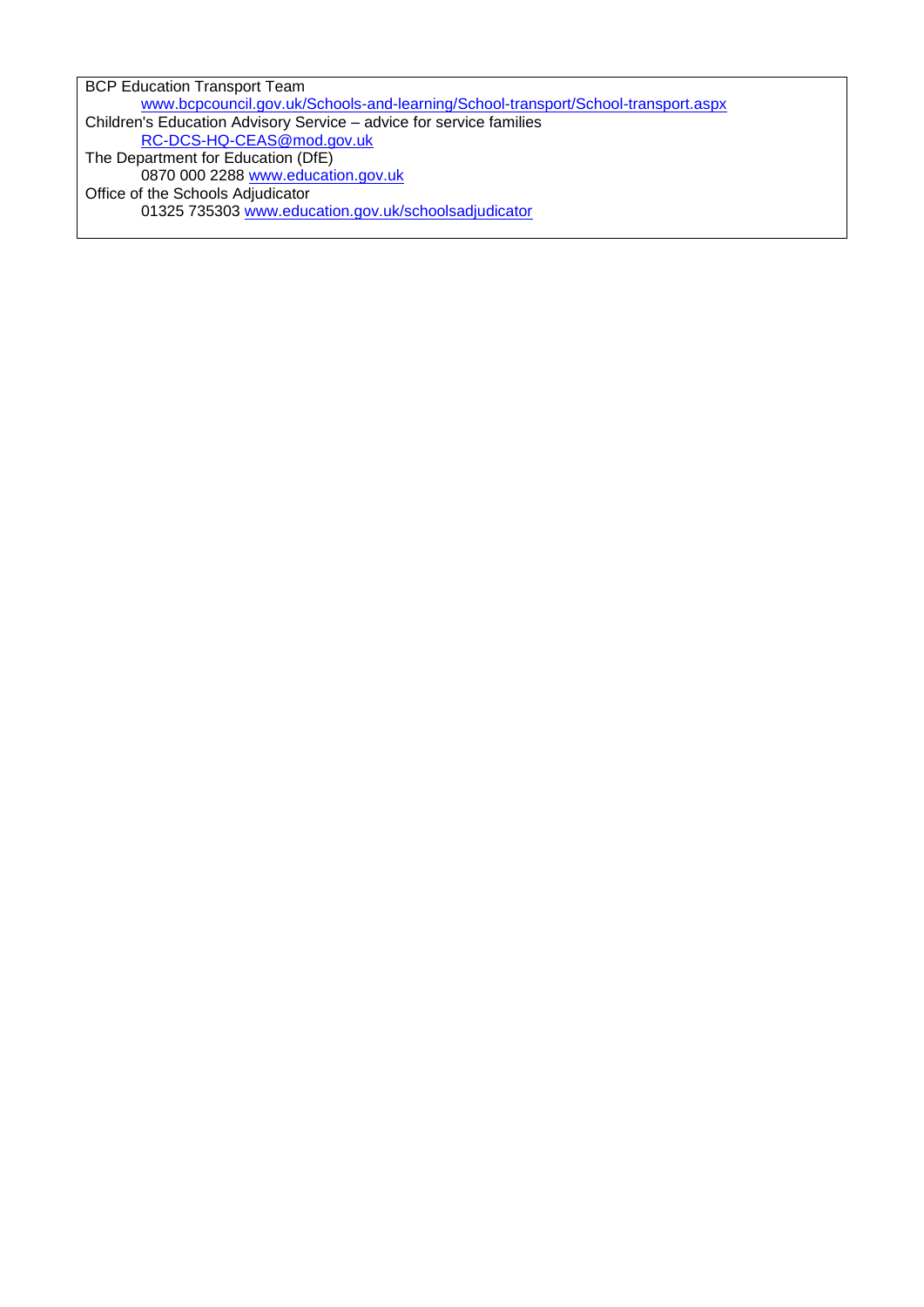BCP Education Transport Team
www.bcpcouncil.gov.uk/Schools-and-learning/School-transport/School-transport.aspx

Children's Education Advisory Service – advice for service families
RC-DCS-HQ-CEAS@mod.gov.uk

The Department for Education (DfE)
0870 000 2288 www.education.gov.uk

Office of the Schools Adjudicator
01325 735303 www.education.gov.uk/schoolsadjudicator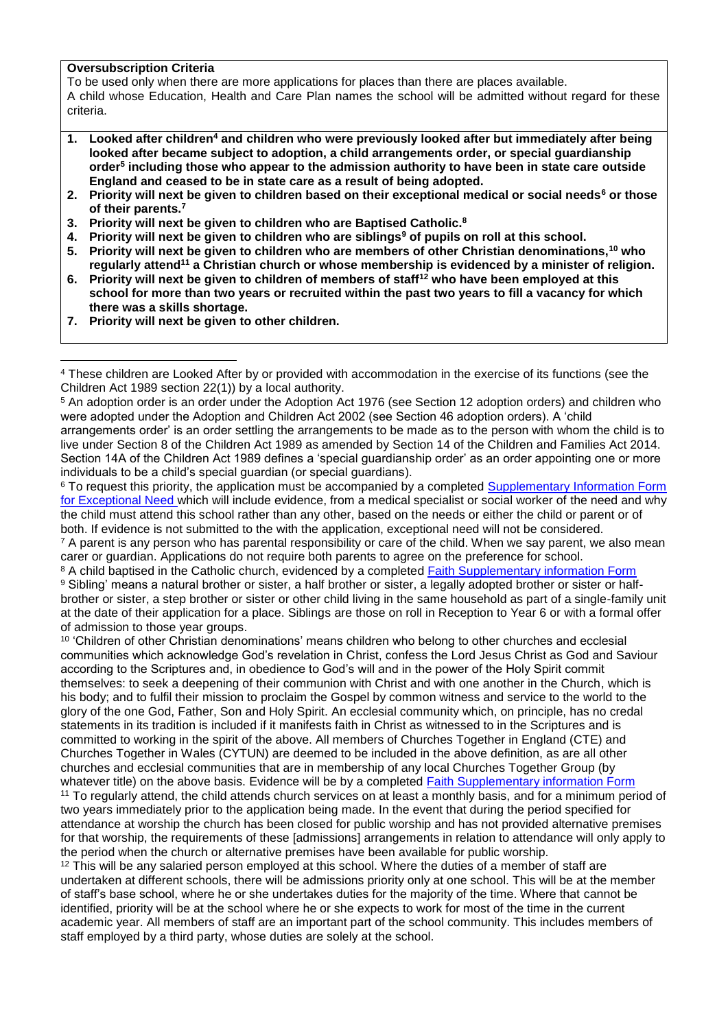**Oversubscription Criteria**

To be used only when there are more applications for places than there are places available.

A child whose Education, Health and Care Plan names the school will be admitted without regard for these criteria.

1. **Looked after children[4] and children who were previously looked after but immediately after being looked after became subject to adoption, a child arrangements order, or special guardianship order[5] including those who appear to the admission authority to have been in state care outside England and ceased to be in state care as a result of being adopted.**
2. **Priority will next be given to children based on their exceptional medical or social needs[6] or those of their parents.[7]**
3. **Priority will next be given to children who are Baptised Catholic.[8]**
4. **Priority will next be given to children who are siblings[9] of pupils on roll at this school.**
5. **Priority will next be given to children who are members of other Christian denominations,[10] who regularly attend[11] a Christian church or whose membership is evidenced by a minister of religion.**
6. **Priority will next be given to children of members of staff[12] who have been employed at this school for more than two years or recruited within the past two years to fill a vacancy for which there was a skills shortage.**
7. **Priority will next be given to other children.**

---

[4] These children are Looked After by or provided with accommodation in the exercise of its functions (see the Children Act 1989 section 22(1)) by a local authority.

[5] An adoption order is an order under the Adoption Act 1976 (see Section 12 adoption orders) and children who were adopted under the Adoption and Children Act 2002 (see Section 46 adoption orders). A 'child arrangements order' is an order settling the arrangements to be made as to the person with whom the child is to live under Section 8 of the Children Act 1989 as amended by Section 14 of the Children and Families Act 2014. Section 14A of the Children Act 1989 defines a 'special guardianship order' as an order appointing one or more individuals to be a child's special guardian (or special guardians).

[6] To request this priority, the application must be accompanied by a completed [Supplementary Information Form for Exceptional Need](#) which will include evidence, from a medical specialist or social worker of the need and why the child must attend this school rather than any other, based on the needs or either the child or parent or of both. If evidence is not submitted to the with the application, exceptional need will not be considered.

[7] A parent is any person who has parental responsibility or care of the child. When we say parent, we also mean carer or guardian. Applications do not require both parents to agree on the preference for school.

[8] A child baptised in the Catholic church, evidenced by a completed [Faith Supplementary information Form](#)

[9] Sibling' means a natural brother or sister, a half brother or sister, a legally adopted brother or sister or half-brother or sister, a step brother or sister or other child living in the same household as part of a single-family unit at the date of their application for a place. Siblings are those on roll in Reception to Year 6 or with a formal offer of admission to those year groups.

[10] 'Children of other Christian denominations' means children who belong to other churches and ecclesial communities which acknowledge God's revelation in Christ, confess the Lord Jesus Christ as God and Saviour according to the Scriptures and, in obedience to God's will and in the power of the Holy Spirit commit themselves: to seek a deepening of their communion with Christ and with one another in the Church, which is his body; and to fulfil their mission to proclaim the Gospel by common witness and service to the world to the glory of the one God, Father, Son and Holy Spirit. An ecclesial community which, on principle, has no credal statements in its tradition is included if it manifests faith in Christ as witnessed to in the Scriptures and is committed to working in the spirit of the above. All members of Churches Together in England (CTE) and Churches Together in Wales (CYTUN) are deemed to be included in the above definition, as are all other churches and ecclesial communities that are in membership of any local Churches Together Group (by whatever title) on the above basis. Evidence will be by a completed [Faith Supplementary information Form](#)

[11] To regularly attend, the child attends church services on at least a monthly basis, and for a minimum period of two years immediately prior to the application being made. In the event that during the period specified for attendance at worship the church has been closed for public worship and has not provided alternative premises for that worship, the requirements of these [admissions] arrangements in relation to attendance will only apply to the period when the church or alternative premises have been available for public worship.

[12] This will be any salaried person employed at this school. Where the duties of a member of staff are undertaken at different schools, there will be admissions priority only at one school. This will be at the member of staff's base school, where he or she undertakes duties for the majority of the time. Where that cannot be identified, priority will be at the school where he or she expects to work for most of the time in the current academic year. All members of staff are an important part of the school community. This includes members of staff employed by a third party, whose duties are solely at the school.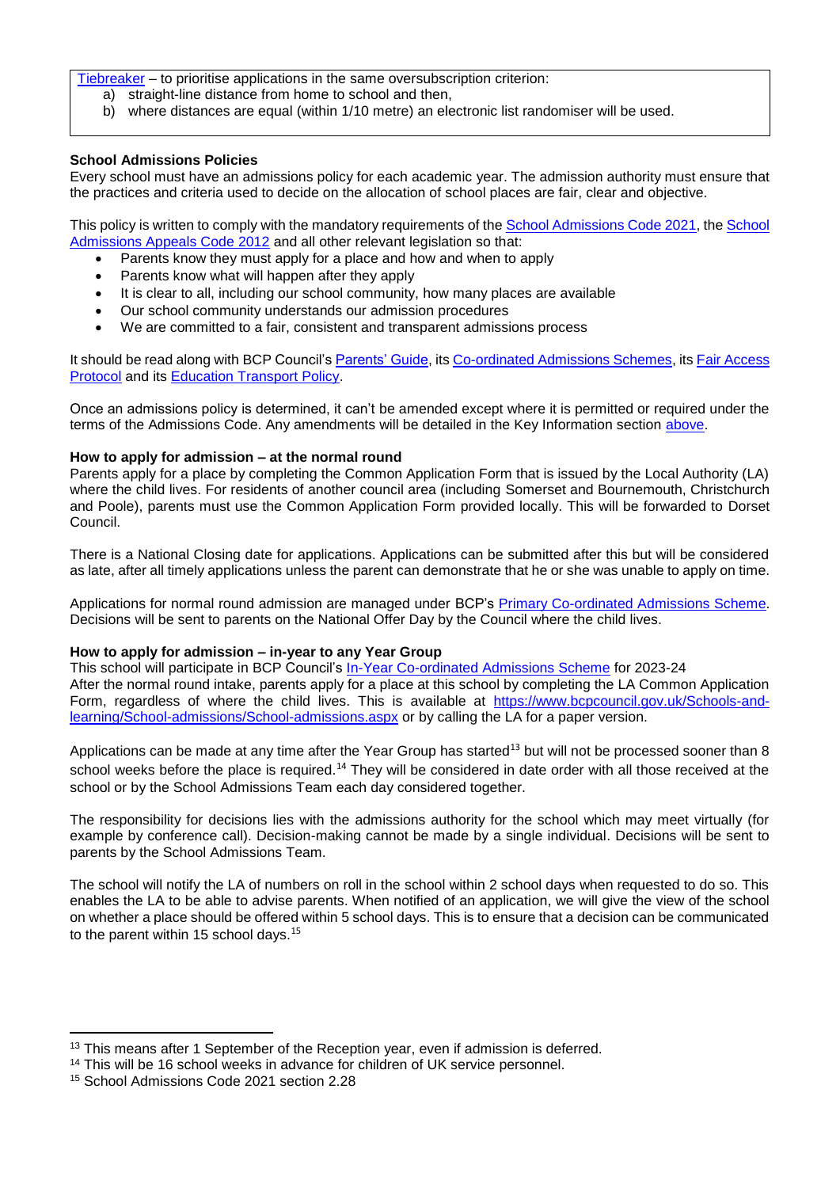Tiebreaker – to prioritise applications in the same oversubscription criterion:

a) straight-line distance from home to school and then,
b) where distances are equal (within 1/10 metre) an electronic list randomiser will be used.

**School Admissions Policies**

Every school must have an admissions policy for each academic year. The admission authority must ensure that the practices and criteria used to decide on the allocation of school places are fair, clear and objective.

This policy is written to comply with the mandatory requirements of the School Admissions Code 2021, the School Admissions Appeals Code 2012 and all other relevant legislation so that:

- Parents know they must apply for a place and how and when to apply
- Parents know what will happen after they apply
- It is clear to all, including our school community, how many places are available
- Our school community understands our admission procedures
- We are committed to a fair, consistent and transparent admissions process

It should be read along with BCP Council's Parents' Guide, its Co-ordinated Admissions Schemes, its Fair Access Protocol and its Education Transport Policy.

Once an admissions policy is determined, it can't be amended except where it is permitted or required under the terms of the Admissions Code. Any amendments will be detailed in the Key Information section above.

**How to apply for admission – at the normal round**

Parents apply for a place by completing the Common Application Form that is issued by the Local Authority (LA) where the child lives. For residents of another council area (including Somerset and Bournemouth, Christchurch and Poole), parents must use the Common Application Form provided locally. This will be forwarded to Dorset Council.

There is a National Closing date for applications. Applications can be submitted after this but will be considered as late, after all timely applications unless the parent can demonstrate that he or she was unable to apply on time.

Applications for normal round admission are managed under BCP's Primary Co-ordinated Admissions Scheme. Decisions will be sent to parents on the National Offer Day by the Council where the child lives.

**How to apply for admission – in-year to any Year Group**

This school will participate in BCP Council's In-Year Co-ordinated Admissions Scheme for 2023-24
After the normal round intake, parents apply for a place at this school by completing the LA Common Application Form, regardless of where the child lives. This is available at https://www.bcpcouncil.gov.uk/Schools-and-learning/School-admissions/School-admissions.aspx or by calling the LA for a paper version.

Applications can be made at any time after the Year Group has started[13] but will not be processed sooner than 8 school weeks before the place is required.[14] They will be considered in date order with all those received at the school or by the School Admissions Team each day considered together.

The responsibility for decisions lies with the admissions authority for the school which may meet virtually (for example by conference call). Decision-making cannot be made by a single individual. Decisions will be sent to parents by the School Admissions Team.

The school will notify the LA of numbers on roll in the school within 2 school days when requested to do so. This enables the LA to be able to advise parents. When notified of an application, we will give the view of the school on whether a place should be offered within 5 school days. This is to ensure that a decision can be communicated to the parent within 15 school days.[15]

---

[13] This means after 1 September of the Reception year, even if admission is deferred.
[14] This will be 16 school weeks in advance for children of UK service personnel.
[15] School Admissions Code 2021 section 2.28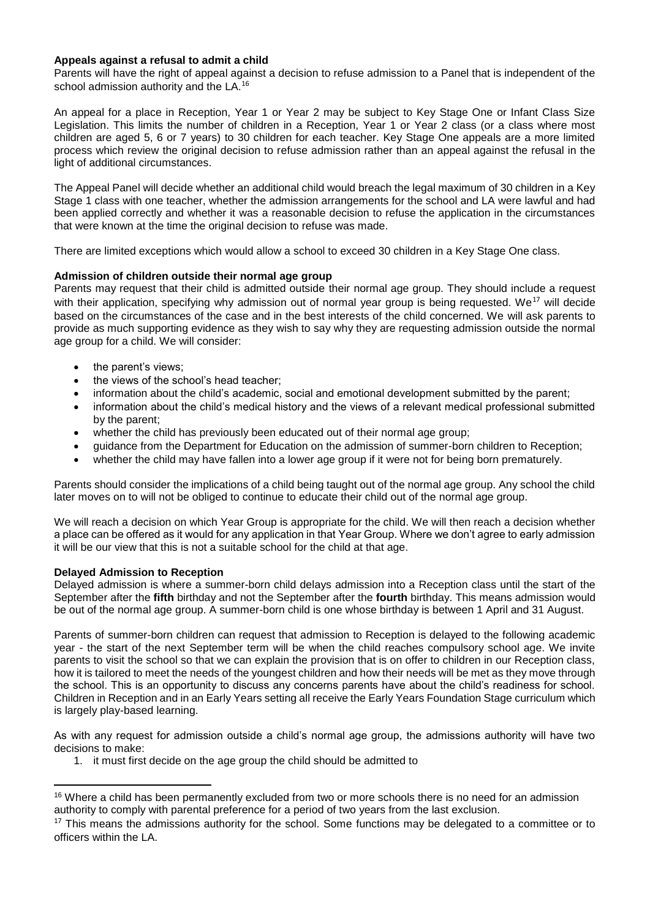**Appeals against a refusal to admit a child**

Parents will have the right of appeal against a decision to refuse admission to a Panel that is independent of the school admission authority and the LA.[16]

An appeal for a place in Reception, Year 1 or Year 2 may be subject to Key Stage One or Infant Class Size Legislation. This limits the number of children in a Reception, Year 1 or Year 2 class (or a class where most children are aged 5, 6 or 7 years) to 30 children for each teacher. Key Stage One appeals are a more limited process which review the original decision to refuse admission rather than an appeal against the refusal in the light of additional circumstances.

The Appeal Panel will decide whether an additional child would breach the legal maximum of 30 children in a Key Stage 1 class with one teacher, whether the admission arrangements for the school and LA were lawful and had been applied correctly and whether it was a reasonable decision to refuse the application in the circumstances that were known at the time the original decision to refuse was made.

There are limited exceptions which would allow a school to exceed 30 children in a Key Stage One class.

**Admission of children outside their normal age group**

Parents may request that their child is admitted outside their normal age group. They should include a request with their application, specifying why admission out of normal year group is being requested. We[17] will decide based on the circumstances of the case and in the best interests of the child concerned. We will ask parents to provide as much supporting evidence as they wish to say why they are requesting admission outside the normal age group for a child. We will consider:

- the parent's views;
- the views of the school's head teacher;
- information about the child's academic, social and emotional development submitted by the parent;
- information about the child's medical history and the views of a relevant medical professional submitted by the parent;
- whether the child has previously been educated out of their normal age group;
- guidance from the Department for Education on the admission of summer-born children to Reception;
- whether the child may have fallen into a lower age group if it were not for being born prematurely.

Parents should consider the implications of a child being taught out of the normal age group. Any school the child later moves on to will not be obliged to continue to educate their child out of the normal age group.

We will reach a decision on which Year Group is appropriate for the child. We will then reach a decision whether a place can be offered as it would for any application in that Year Group. Where we don't agree to early admission it will be our view that this is not a suitable school for the child at that age.

**Delayed Admission to Reception**

Delayed admission is where a summer-born child delays admission into a Reception class until the start of the September after the **fifth** birthday and not the September after the **fourth** birthday. This means admission would be out of the normal age group. A summer-born child is one whose birthday is between 1 April and 31 August.

Parents of summer-born children can request that admission to Reception is delayed to the following academic year - the start of the next September term will be when the child reaches compulsory school age. We invite parents to visit the school so that we can explain the provision that is on offer to children in our Reception class, how it is tailored to meet the needs of the youngest children and how their needs will be met as they move through the school. This is an opportunity to discuss any concerns parents have about the child's readiness for school. Children in Reception and in an Early Years setting all receive the Early Years Foundation Stage curriculum which is largely play-based learning.

As with any request for admission outside a child's normal age group, the admissions authority will have two decisions to make:

1. it must first decide on the age group the child should be admitted to

---

[16] Where a child has been permanently excluded from two or more schools there is no need for an admission authority to comply with parental preference for a period of two years from the last exclusion.

[17] This means the admissions authority for the school. Some functions may be delegated to a committee or to officers within the LA.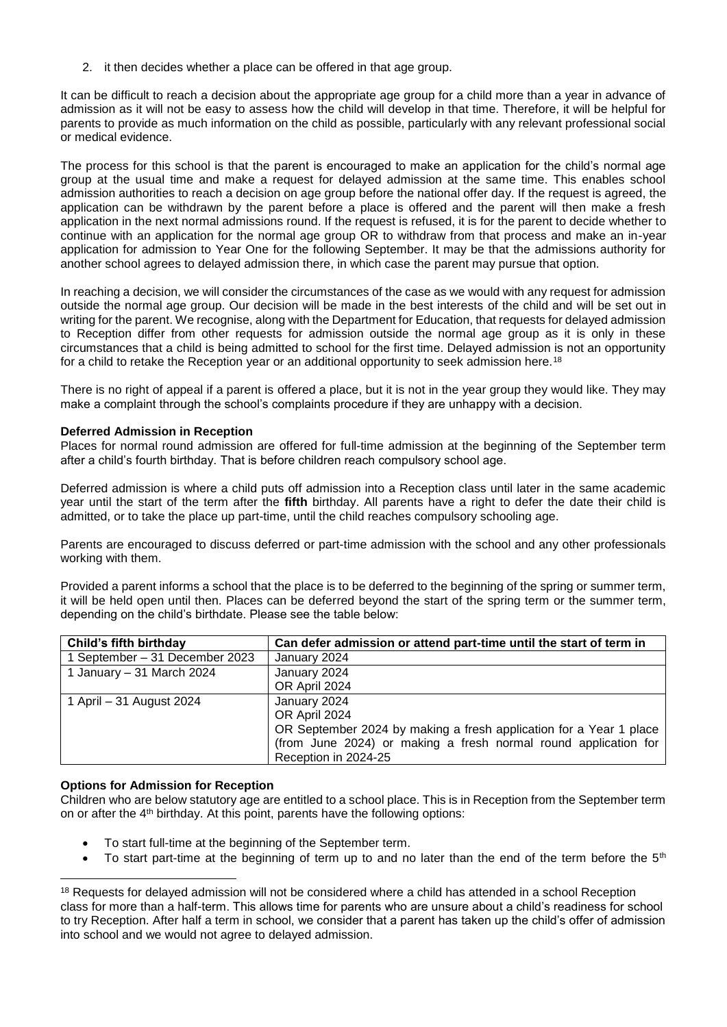2. it then decides whether a place can be offered in that age group.

It can be difficult to reach a decision about the appropriate age group for a child more than a year in advance of admission as it will not be easy to assess how the child will develop in that time. Therefore, it will be helpful for parents to provide as much information on the child as possible, particularly with any relevant professional social or medical evidence.

The process for this school is that the parent is encouraged to make an application for the child's normal age group at the usual time and make a request for delayed admission at the same time. This enables school admission authorities to reach a decision on age group before the national offer day. If the request is agreed, the application can be withdrawn by the parent before a place is offered and the parent will then make a fresh application in the next normal admissions round. If the request is refused, it is for the parent to decide whether to continue with an application for the normal age group OR to withdraw from that process and make an in-year application for admission to Year One for the following September. It may be that the admissions authority for another school agrees to delayed admission there, in which case the parent may pursue that option.

In reaching a decision, we will consider the circumstances of the case as we would with any request for admission outside the normal age group. Our decision will be made in the best interests of the child and will be set out in writing for the parent. We recognise, along with the Department for Education, that requests for delayed admission to Reception differ from other requests for admission outside the normal age group as it is only in these circumstances that a child is being admitted to school for the first time. Delayed admission is not an opportunity for a child to retake the Reception year or an additional opportunity to seek admission here.[18]

There is no right of appeal if a parent is offered a place, but it is not in the year group they would like. They may make a complaint through the school's complaints procedure if they are unhappy with a decision.

**Deferred Admission in Reception**

Places for normal round admission are offered for full-time admission at the beginning of the September term after a child's fourth birthday. That is before children reach compulsory school age.

Deferred admission is where a child puts off admission into a Reception class until later in the same academic year until the start of the term after the **fifth** birthday. All parents have a right to defer the date their child is admitted, or to take the place up part-time, until the child reaches compulsory schooling age.

Parents are encouraged to discuss deferred or part-time admission with the school and any other professionals working with them.

Provided a parent informs a school that the place is to be deferred to the beginning of the spring or summer term, it will be held open until then. Places can be deferred beyond the start of the spring term or the summer term, depending on the child's birthdate. Please see the table below:

| Child's fifth birthday | Can defer admission or attend part-time until the start of term in |
|---|---|
| 1 September – 31 December 2023 | January 2024 |
| 1 January – 31 March 2024 | January 2024<br>OR April 2024 |
| 1 April – 31 August 2024 | January 2024<br>OR April 2024<br>OR September 2024 by making a fresh application for a Year 1 place (from June 2024) or making a fresh normal round application for Reception in 2024-25 |

**Options for Admission for Reception**

Children who are below statutory age are entitled to a school place. This is in Reception from the September term on or after the 4th birthday. At this point, parents have the following options:

- To start full-time at the beginning of the September term.
- To start part-time at the beginning of term up to and no later than the end of the term before the 5th

[18] Requests for delayed admission will not be considered where a child has attended in a school Reception class for more than a half-term. This allows time for parents who are unsure about a child's readiness for school to try Reception. After half a term in school, we consider that a parent has taken up the child's offer of admission into school and we would not agree to delayed admission.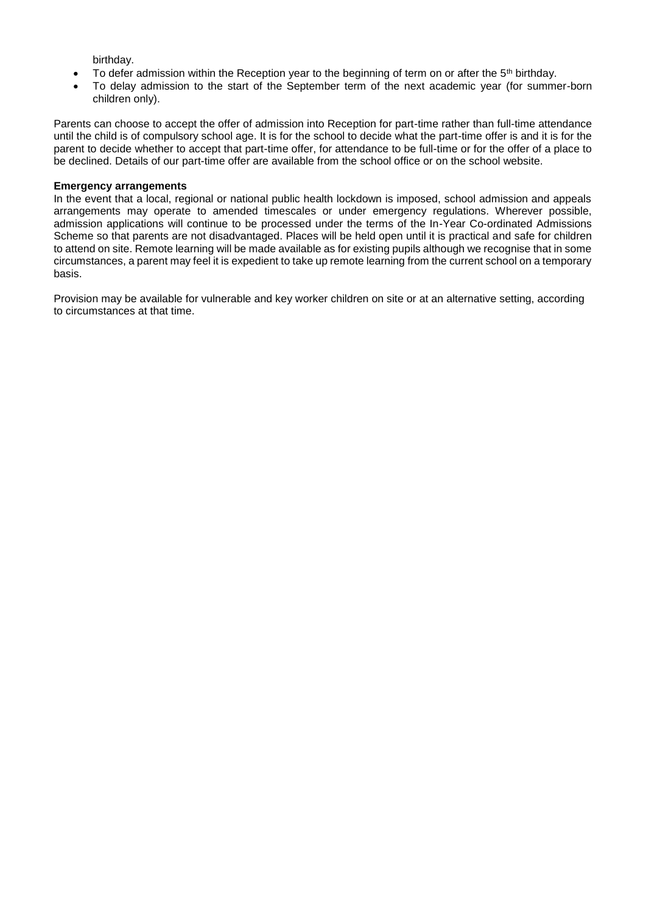birthday.

- To defer admission within the Reception year to the beginning of term on or after the 5th birthday.
- To delay admission to the start of the September term of the next academic year (for summer-born children only).

Parents can choose to accept the offer of admission into Reception for part-time rather than full-time attendance until the child is of compulsory school age. It is for the school to decide what the part-time offer is and it is for the parent to decide whether to accept that part-time offer, for attendance to be full-time or for the offer of a place to be declined. Details of our part-time offer are available from the school office or on the school website.

**Emergency arrangements**

In the event that a local, regional or national public health lockdown is imposed, school admission and appeals arrangements may operate to amended timescales or under emergency regulations. Wherever possible, admission applications will continue to be processed under the terms of the In-Year Co-ordinated Admissions Scheme so that parents are not disadvantaged. Places will be held open until it is practical and safe for children to attend on site. Remote learning will be made available as for existing pupils although we recognise that in some circumstances, a parent may feel it is expedient to take up remote learning from the current school on a temporary basis.

Provision may be available for vulnerable and key worker children on site or at an alternative setting, according to circumstances at that time.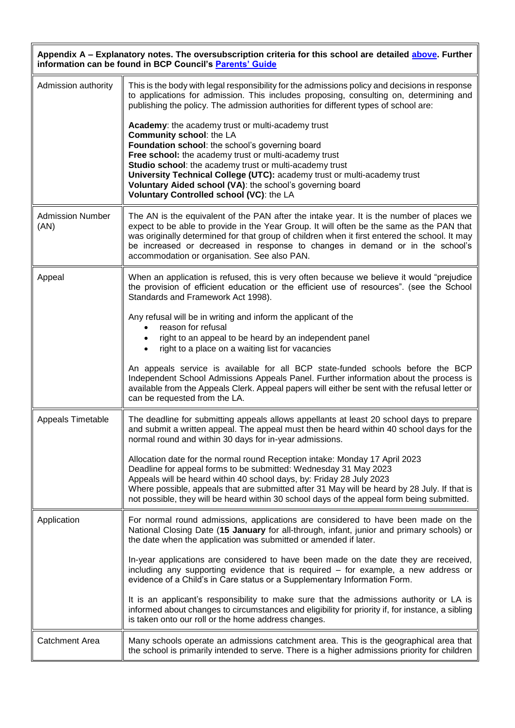| Appendix A – Explanatory notes. The oversubscription criteria for this school are detailed [above](#). Further information can be found in BCP Council's [Parents' Guide](#) | |
|---|---|
| Admission authority | This is the body with legal responsibility for the admissions policy and decisions in response to applications for admission. This includes proposing, consulting on, determining and publishing the policy. The admission authorities for different types of school are:<br><br>**Academy**: the academy trust or multi-academy trust<br>**Community school**: the LA<br>**Foundation school**: the school's governing board<br>**Free school:** the academy trust or multi-academy trust<br>**Studio school**: the academy trust or multi-academy trust<br>**University Technical College (UTC):** academy trust or multi-academy trust<br>**Voluntary Aided school (VA)**: the school's governing board<br>**Voluntary Controlled school (VC)**: the LA |
| Admission Number (AN) | The AN is the equivalent of the PAN after the intake year. It is the number of places we expect to be able to provide in the Year Group. It will often be the same as the PAN that was originally determined for that group of children when it first entered the school. It may be increased or decreased in response to changes in demand or in the school's accommodation or organisation. See also PAN. |
| Appeal | When an application is refused, this is very often because we believe it would "prejudice the provision of efficient education or the efficient use of resources". (see the School Standards and Framework Act 1998).<br><br>Any refusal will be in writing and inform the applicant of the<br>• reason for refusal<br>• right to an appeal to be heard by an independent panel<br>• right to a place on a waiting list for vacancies<br><br>An appeals service is available for all BCP state-funded schools before the BCP Independent School Admissions Appeals Panel. Further information about the process is available from the Appeals Clerk. Appeal papers will either be sent with the refusal letter or can be requested from the LA. |
| Appeals Timetable | The deadline for submitting appeals allows appellants at least 20 school days to prepare and submit a written appeal. The appeal must then be heard within 40 school days for the normal round and within 30 days for in-year admissions.<br><br>Allocation date for the normal round Reception intake: Monday 17 April 2023<br>Deadline for appeal forms to be submitted: Wednesday 31 May 2023<br>Appeals will be heard within 40 school days, by: Friday 28 July 2023<br>Where possible, appeals that are submitted after 31 May will be heard by 28 July. If that is not possible, they will be heard within 30 school days of the appeal form being submitted. |
| Application | For normal round admissions, applications are considered to have been made on the National Closing Date (**15 January** for all-through, infant, junior and primary schools) or the date when the application was submitted or amended if later.<br><br>In-year applications are considered to have been made on the date they are received, including any supporting evidence that is required – for example, a new address or evidence of a Child's in Care status or a Supplementary Information Form.<br><br>It is an applicant's responsibility to make sure that the admissions authority or LA is informed about changes to circumstances and eligibility for priority if, for instance, a sibling is taken onto our roll or the home address changes. |
| Catchment Area | Many schools operate an admissions catchment area. This is the geographical area that the school is primarily intended to serve. There is a higher admissions priority for children |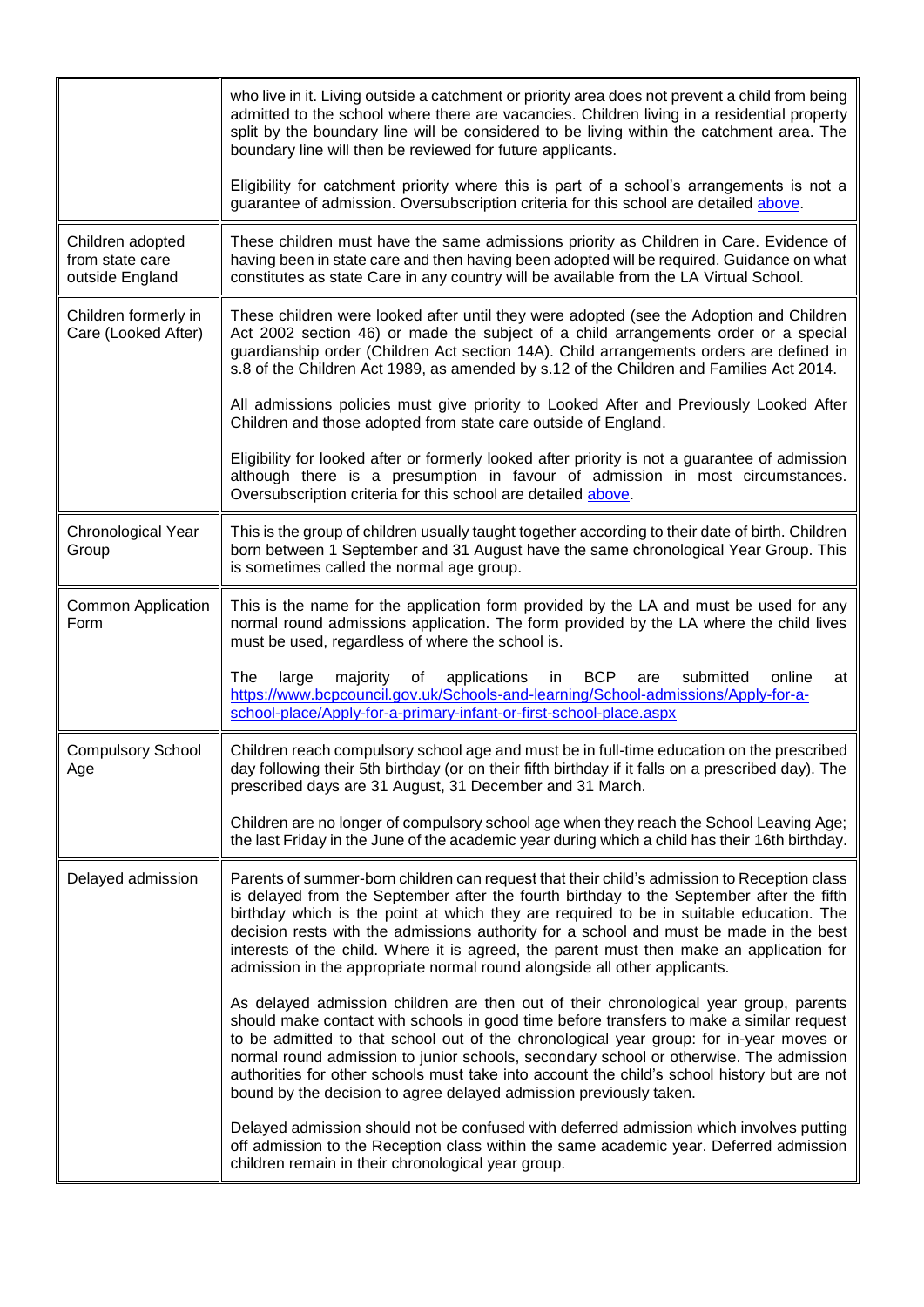| | |
|---|---|
| | who live in it. Living outside a catchment or priority area does not prevent a child from being admitted to the school where there are vacancies. Children living in a residential property split by the boundary line will be considered to be living within the catchment area. The boundary line will then be reviewed for future applicants.<br><br>Eligibility for catchment priority where this is part of a school's arrangements is not a guarantee of admission. Oversubscription criteria for this school are detailed [above](). |
| Children adopted from state care outside England | These children must have the same admissions priority as Children in Care. Evidence of having been in state care and then having been adopted will be required. Guidance on what constitutes as state Care in any country will be available from the LA Virtual School. |
| Children formerly in Care (Looked After) | These children were looked after until they were adopted (see the Adoption and Children Act 2002 section 46) or made the subject of a child arrangements order or a special guardianship order (Children Act section 14A). Child arrangements orders are defined in s.8 of the Children Act 1989, as amended by s.12 of the Children and Families Act 2014.<br><br>All admissions policies must give priority to Looked After and Previously Looked After Children and those adopted from state care outside of England.<br><br>Eligibility for looked after or formerly looked after priority is not a guarantee of admission although there is a presumption in favour of admission in most circumstances. Oversubscription criteria for this school are detailed [above](). |
| Chronological Year Group | This is the group of children usually taught together according to their date of birth. Children born between 1 September and 31 August have the same chronological Year Group. This is sometimes called the normal age group. |
| Common Application Form | This is the name for the application form provided by the LA and must be used for any normal round admissions application. The form provided by the LA where the child lives must be used, regardless of where the school is.<br><br>The large majority of applications in BCP are submitted online at [https://www.bcpcouncil.gov.uk/Schools-and-learning/School-admissions/Apply-for-a-school-place/Apply-for-a-primary-infant-or-first-school-place.aspx](https://www.bcpcouncil.gov.uk/Schools-and-learning/School-admissions/Apply-for-a-school-place/Apply-for-a-primary-infant-or-first-school-place.aspx) |
| Compulsory School Age | Children reach compulsory school age and must be in full-time education on the prescribed day following their 5th birthday (or on their fifth birthday if it falls on a prescribed day). The prescribed days are 31 August, 31 December and 31 March.<br><br>Children are no longer of compulsory school age when they reach the School Leaving Age; the last Friday in the June of the academic year during which a child has their 16th birthday. |
| Delayed admission | Parents of summer-born children can request that their child's admission to Reception class is delayed from the September after the fourth birthday to the September after the fifth birthday which is the point at which they are required to be in suitable education. The decision rests with the admissions authority for a school and must be made in the best interests of the child. Where it is agreed, the parent must then make an application for admission in the appropriate normal round alongside all other applicants.<br><br>As delayed admission children are then out of their chronological year group, parents should make contact with schools in good time before transfers to make a similar request to be admitted to that school out of the chronological year group: for in-year moves or normal round admission to junior schools, secondary school or otherwise. The admission authorities for other schools must take into account the child's school history but are not bound by the decision to agree delayed admission previously taken.<br><br>Delayed admission should not be confused with deferred admission which involves putting off admission to the Reception class within the same academic year. Deferred admission children remain in their chronological year group. |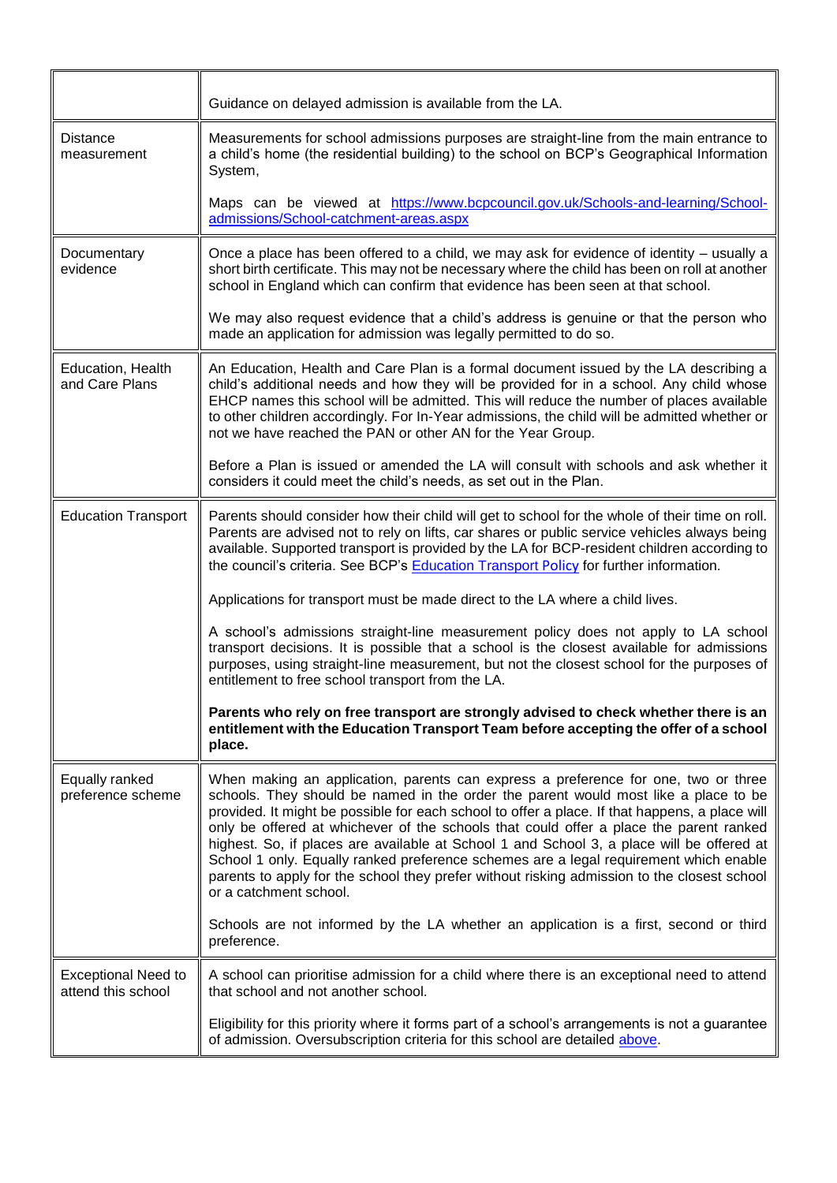| | |
|---|---|
| | Guidance on delayed admission is available from the LA. |
| Distance measurement | Measurements for school admissions purposes are straight-line from the main entrance to a child's home (the residential building) to the school on BCP's Geographical Information System,<br><br>Maps can be viewed at [https://www.bcpcouncil.gov.uk/Schools-and-learning/School-admissions/School-catchment-areas.aspx](https://www.bcpcouncil.gov.uk/Schools-and-learning/School-admissions/School-catchment-areas.aspx) |
| Documentary evidence | Once a place has been offered to a child, we may ask for evidence of identity – usually a short birth certificate. This may not be necessary where the child has been on roll at another school in England which can confirm that evidence has been seen at that school.<br><br>We may also request evidence that a child's address is genuine or that the person who made an application for admission was legally permitted to do so. |
| Education, Health and Care Plans | An Education, Health and Care Plan is a formal document issued by the LA describing a child's additional needs and how they will be provided for in a school. Any child whose EHCP names this school will be admitted. This will reduce the number of places available to other children accordingly. For In-Year admissions, the child will be admitted whether or not we have reached the PAN or other AN for the Year Group.<br><br>Before a Plan is issued or amended the LA will consult with schools and ask whether it considers it could meet the child's needs, as set out in the Plan. |
| Education Transport | Parents should consider how their child will get to school for the whole of their time on roll. Parents are advised not to rely on lifts, car shares or public service vehicles always being available. Supported transport is provided by the LA for BCP-resident children according to the council's criteria. See BCP's Education Transport Policy for further information.<br><br>Applications for transport must be made direct to the LA where a child lives.<br><br>A school's admissions straight-line measurement policy does not apply to LA school transport decisions. It is possible that a school is the closest available for admissions purposes, using straight-line measurement, but not the closest school for the purposes of entitlement to free school transport from the LA.<br><br>**Parents who rely on free transport are strongly advised to check whether there is an entitlement with the Education Transport Team before accepting the offer of a school place.** |
| Equally ranked preference scheme | When making an application, parents can express a preference for one, two or three schools. They should be named in the order the parent would most like a place to be provided. It might be possible for each school to offer a place. If that happens, a place will only be offered at whichever of the schools that could offer a place the parent ranked highest. So, if places are available at School 1 and School 3, a place will be offered at School 1 only. Equally ranked preference schemes are a legal requirement which enable parents to apply for the school they prefer without risking admission to the closest school or a catchment school.<br><br>Schools are not informed by the LA whether an application is a first, second or third preference. |
| Exceptional Need to attend this school | A school can prioritise admission for a child where there is an exceptional need to attend that school and not another school.<br><br>Eligibility for this priority where it forms part of a school's arrangements is not a guarantee of admission. Oversubscription criteria for this school are detailed above. |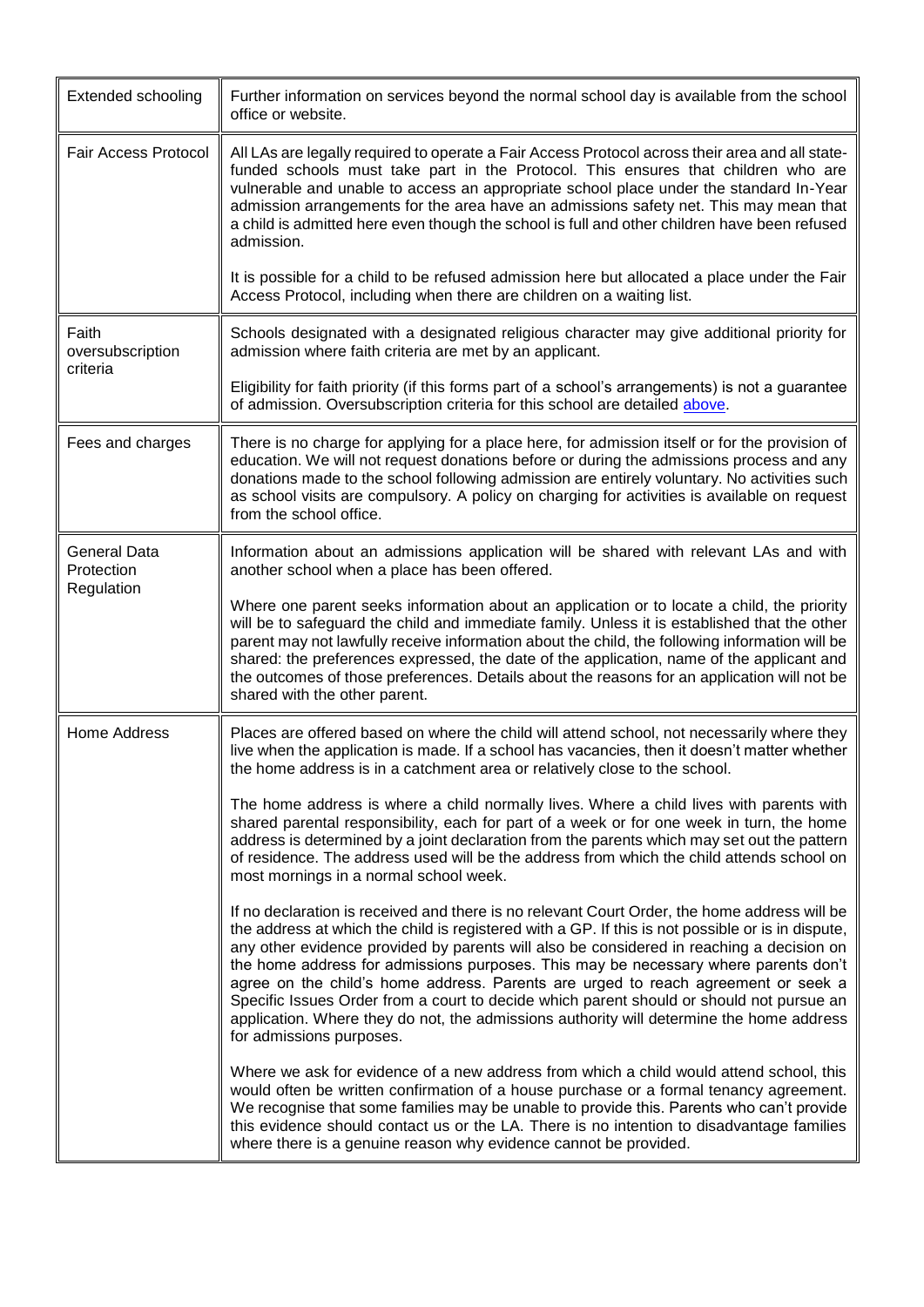| | |
|---|---|
| Extended schooling | Further information on services beyond the normal school day is available from the school office or website. |
| Fair Access Protocol | All LAs are legally required to operate a Fair Access Protocol across their area and all state-funded schools must take part in the Protocol. This ensures that children who are vulnerable and unable to access an appropriate school place under the standard In-Year admission arrangements for the area have an admissions safety net. This may mean that a child is admitted here even though the school is full and other children have been refused admission.<br><br>It is possible for a child to be refused admission here but allocated a place under the Fair Access Protocol, including when there are children on a waiting list. |
| Faith oversubscription criteria | Schools designated with a designated religious character may give additional priority for admission where faith criteria are met by an applicant.<br><br>Eligibility for faith priority (if this forms part of a school's arrangements) is not a guarantee of admission. Oversubscription criteria for this school are detailed above. |
| Fees and charges | There is no charge for applying for a place here, for admission itself or for the provision of education. We will not request donations before or during the admissions process and any donations made to the school following admission are entirely voluntary. No activities such as school visits are compulsory. A policy on charging for activities is available on request from the school office. |
| General Data Protection Regulation | Information about an admissions application will be shared with relevant LAs and with another school when a place has been offered.<br><br>Where one parent seeks information about an application or to locate a child, the priority will be to safeguard the child and immediate family. Unless it is established that the other parent may not lawfully receive information about the child, the following information will be shared: the preferences expressed, the date of the application, name of the applicant and the outcomes of those preferences. Details about the reasons for an application will not be shared with the other parent. |
| Home Address | Places are offered based on where the child will attend school, not necessarily where they live when the application is made. If a school has vacancies, then it doesn't matter whether the home address is in a catchment area or relatively close to the school.<br><br>The home address is where a child normally lives. Where a child lives with parents with shared parental responsibility, each for part of a week or for one week in turn, the home address is determined by a joint declaration from the parents which may set out the pattern of residence. The address used will be the address from which the child attends school on most mornings in a normal school week.<br><br>If no declaration is received and there is no relevant Court Order, the home address will be the address at which the child is registered with a GP. If this is not possible or is in dispute, any other evidence provided by parents will also be considered in reaching a decision on the home address for admissions purposes. This may be necessary where parents don't agree on the child's home address. Parents are urged to reach agreement or seek a Specific Issues Order from a court to decide which parent should or should not pursue an application. Where they do not, the admissions authority will determine the home address for admissions purposes.<br><br>Where we ask for evidence of a new address from which a child would attend school, this would often be written confirmation of a house purchase or a formal tenancy agreement. We recognise that some families may be unable to provide this. Parents who can't provide this evidence should contact us or the LA. There is no intention to disadvantage families where there is a genuine reason why evidence cannot be provided. |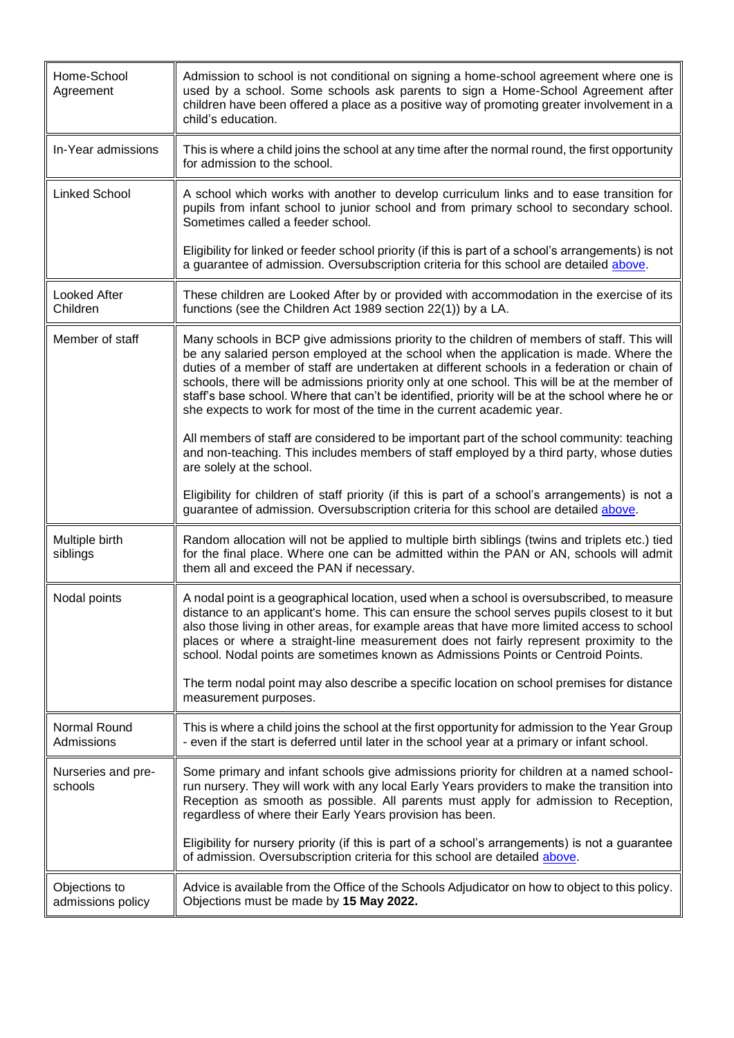| | |
|---|---|
| Home-School Agreement | Admission to school is not conditional on signing a home-school agreement where one is used by a school. Some schools ask parents to sign a Home-School Agreement after children have been offered a place as a positive way of promoting greater involvement in a child's education. |
| In-Year admissions | This is where a child joins the school at any time after the normal round, the first opportunity for admission to the school. |
| Linked School | A school which works with another to develop curriculum links and to ease transition for pupils from infant school to junior school and from primary school to secondary school. Sometimes called a feeder school.<br><br>Eligibility for linked or feeder school priority (if this is part of a school's arrangements) is not a guarantee of admission. Oversubscription criteria for this school are detailed above. |
| Looked After Children | These children are Looked After by or provided with accommodation in the exercise of its functions (see the Children Act 1989 section 22(1)) by a LA. |
| Member of staff | Many schools in BCP give admissions priority to the children of members of staff. This will be any salaried person employed at the school when the application is made. Where the duties of a member of staff are undertaken at different schools in a federation or chain of schools, there will be admissions priority only at one school. This will be at the member of staff's base school. Where that can't be identified, priority will be at the school where he or she expects to work for most of the time in the current academic year.<br><br>All members of staff are considered to be important part of the school community: teaching and non-teaching. This includes members of staff employed by a third party, whose duties are solely at the school.<br><br>Eligibility for children of staff priority (if this is part of a school's arrangements) is not a guarantee of admission. Oversubscription criteria for this school are detailed above. |
| Multiple birth siblings | Random allocation will not be applied to multiple birth siblings (twins and triplets etc.) tied for the final place. Where one can be admitted within the PAN or AN, schools will admit them all and exceed the PAN if necessary. |
| Nodal points | A nodal point is a geographical location, used when a school is oversubscribed, to measure distance to an applicant's home. This can ensure the school serves pupils closest to it but also those living in other areas, for example areas that have more limited access to school places or where a straight-line measurement does not fairly represent proximity to the school. Nodal points are sometimes known as Admissions Points or Centroid Points.<br><br>The term nodal point may also describe a specific location on school premises for distance measurement purposes. |
| Normal Round Admissions | This is where a child joins the school at the first opportunity for admission to the Year Group - even if the start is deferred until later in the school year at a primary or infant school. |
| Nurseries and pre-schools | Some primary and infant schools give admissions priority for children at a named school-run nursery. They will work with any local Early Years providers to make the transition into Reception as smooth as possible. All parents must apply for admission to Reception, regardless of where their Early Years provision has been.<br><br>Eligibility for nursery priority (if this is part of a school's arrangements) is not a guarantee of admission. Oversubscription criteria for this school are detailed above. |
| Objections to admissions policy | Advice is available from the Office of the Schools Adjudicator on how to object to this policy. Objections must be made by **15 May 2022.** |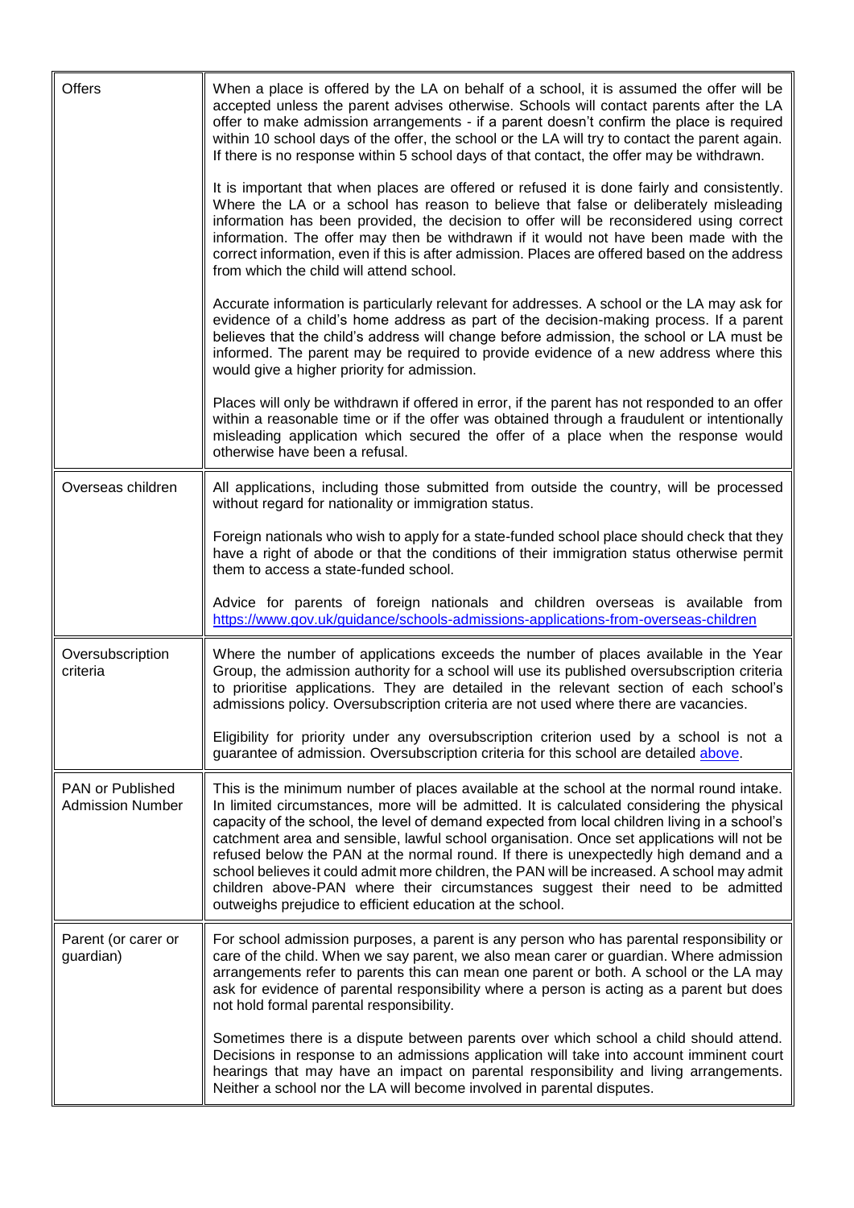| | |
|---|---|
| Offers | When a place is offered by the LA on behalf of a school, it is assumed the offer will be accepted unless the parent advises otherwise. Schools will contact parents after the LA offer to make admission arrangements - if a parent doesn't confirm the place is required within 10 school days of the offer, the school or the LA will try to contact the parent again. If there is no response within 5 school days of that contact, the offer may be withdrawn.<br><br>It is important that when places are offered or refused it is done fairly and consistently. Where the LA or a school has reason to believe that false or deliberately misleading information has been provided, the decision to offer will be reconsidered using correct information. The offer may then be withdrawn if it would not have been made with the correct information, even if this is after admission. Places are offered based on the address from which the child will attend school.<br><br>Accurate information is particularly relevant for addresses. A school or the LA may ask for evidence of a child's home address as part of the decision-making process. If a parent believes that the child's address will change before admission, the school or LA must be informed. The parent may be required to provide evidence of a new address where this would give a higher priority for admission.<br><br>Places will only be withdrawn if offered in error, if the parent has not responded to an offer within a reasonable time or if the offer was obtained through a fraudulent or intentionally misleading application which secured the offer of a place when the response would otherwise have been a refusal. |
| Overseas children | All applications, including those submitted from outside the country, will be processed without regard for nationality or immigration status.<br><br>Foreign nationals who wish to apply for a state-funded school place should check that they have a right of abode or that the conditions of their immigration status otherwise permit them to access a state-funded school.<br><br>Advice for parents of foreign nationals and children overseas is available from https://www.gov.uk/guidance/schools-admissions-applications-from-overseas-children |
| Oversubscription criteria | Where the number of applications exceeds the number of places available in the Year Group, the admission authority for a school will use its published oversubscription criteria to prioritise applications. They are detailed in the relevant section of each school's admissions policy. Oversubscription criteria are not used where there are vacancies.<br><br>Eligibility for priority under any oversubscription criterion used by a school is not a guarantee of admission. Oversubscription criteria for this school are detailed above. |
| PAN or Published Admission Number | This is the minimum number of places available at the school at the normal round intake. In limited circumstances, more will be admitted. It is calculated considering the physical capacity of the school, the level of demand expected from local children living in a school's catchment area and sensible, lawful school organisation. Once set applications will not be refused below the PAN at the normal round. If there is unexpectedly high demand and a school believes it could admit more children, the PAN will be increased. A school may admit children above-PAN where their circumstances suggest their need to be admitted outweighs prejudice to efficient education at the school. |
| Parent (or carer or guardian) | For school admission purposes, a parent is any person who has parental responsibility or care of the child. When we say parent, we also mean carer or guardian. Where admission arrangements refer to parents this can mean one parent or both. A school or the LA may ask for evidence of parental responsibility where a person is acting as a parent but does not hold formal parental responsibility.<br><br>Sometimes there is a dispute between parents over which school a child should attend. Decisions in response to an admissions application will take into account imminent court hearings that may have an impact on parental responsibility and living arrangements. Neither a school nor the LA will become involved in parental disputes. |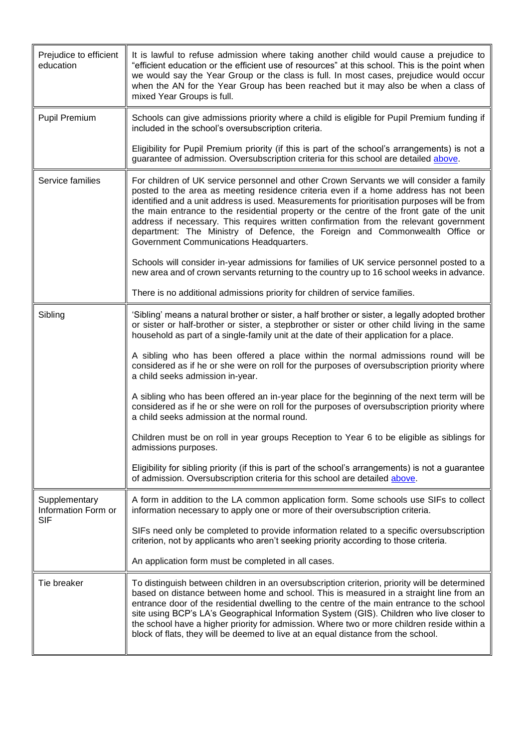| | |
|---|---|
| Prejudice to efficient education | It is lawful to refuse admission where taking another child would cause a prejudice to "efficient education or the efficient use of resources" at this school. This is the point when we would say the Year Group or the class is full. In most cases, prejudice would occur when the AN for the Year Group has been reached but it may also be when a class of mixed Year Groups is full. |
| Pupil Premium | Schools can give admissions priority where a child is eligible for Pupil Premium funding if included in the school's oversubscription criteria.<br><br>Eligibility for Pupil Premium priority (if this is part of the school's arrangements) is not a guarantee of admission. Oversubscription criteria for this school are detailed [above](). |
| Service families | For children of UK service personnel and other Crown Servants we will consider a family posted to the area as meeting residence criteria even if a home address has not been identified and a unit address is used. Measurements for prioritisation purposes will be from the main entrance to the residential property or the centre of the front gate of the unit address if necessary. This requires written confirmation from the relevant government department: The Ministry of Defence, the Foreign and Commonwealth Office or Government Communications Headquarters.<br><br>Schools will consider in-year admissions for families of UK service personnel posted to a new area and of crown servants returning to the country up to 16 school weeks in advance.<br><br>There is no additional admissions priority for children of service families. |
| Sibling | 'Sibling' means a natural brother or sister, a half brother or sister, a legally adopted brother or sister or half-brother or sister, a stepbrother or sister or other child living in the same household as part of a single-family unit at the date of their application for a place.<br><br>A sibling who has been offered a place within the normal admissions round will be considered as if he or she were on roll for the purposes of oversubscription priority where a child seeks admission in-year.<br><br>A sibling who has been offered an in-year place for the beginning of the next term will be considered as if he or she were on roll for the purposes of oversubscription priority where a child seeks admission at the normal round.<br><br>Children must be on roll in year groups Reception to Year 6 to be eligible as siblings for admissions purposes.<br><br>Eligibility for sibling priority (if this is part of the school's arrangements) is not a guarantee of admission. Oversubscription criteria for this school are detailed [above](). |
| Supplementary Information Form or SIF | A form in addition to the LA common application form. Some schools use SIFs to collect information necessary to apply one or more of their oversubscription criteria.<br><br>SIFs need only be completed to provide information related to a specific oversubscription criterion, not by applicants who aren't seeking priority according to those criteria.<br><br>An application form must be completed in all cases. |
| Tie breaker | To distinguish between children in an oversubscription criterion, priority will be determined based on distance between home and school. This is measured in a straight line from an entrance door of the residential dwelling to the centre of the main entrance to the school site using BCP's LA's Geographical Information System (GIS). Children who live closer to the school have a higher priority for admission. Where two or more children reside within a block of flats, they will be deemed to live at an equal distance from the school. |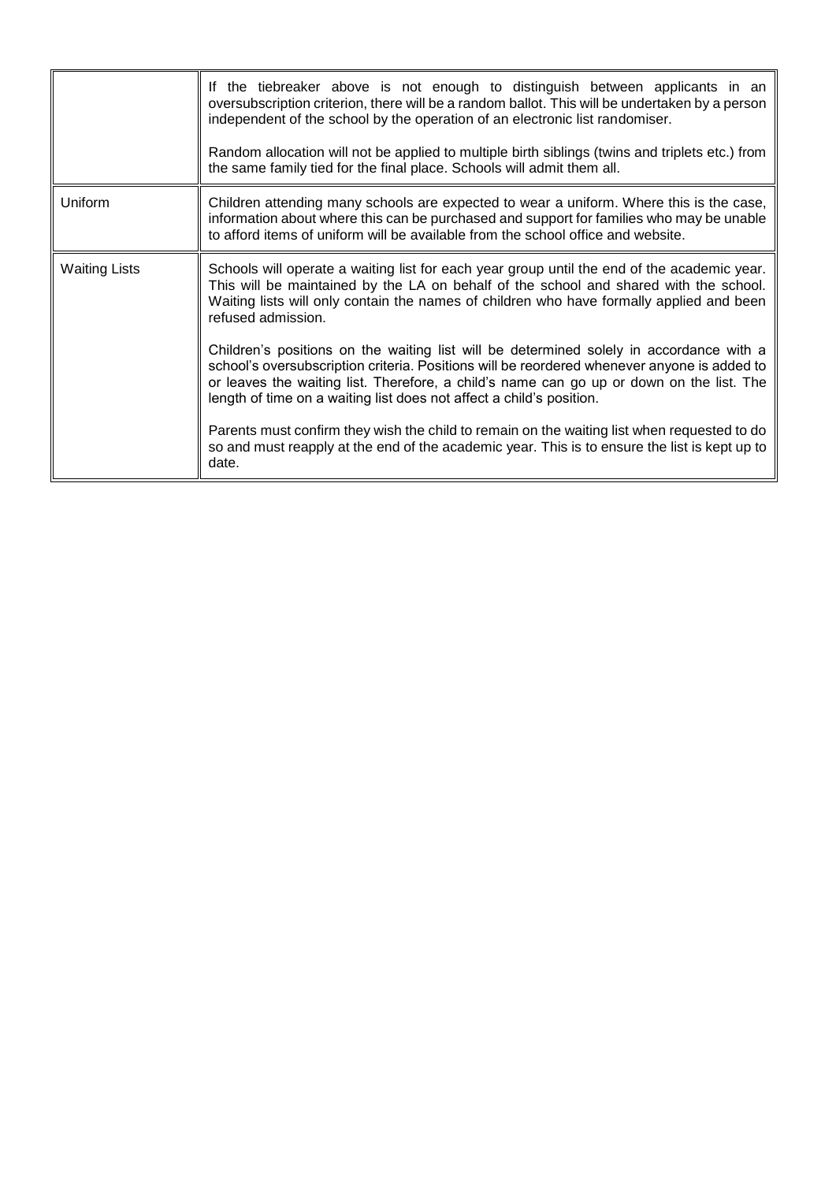| | |
|---|---|
| | If the tiebreaker above is not enough to distinguish between applicants in an oversubscription criterion, there will be a random ballot. This will be undertaken by a person independent of the school by the operation of an electronic list randomiser.<br><br>Random allocation will not be applied to multiple birth siblings (twins and triplets etc.) from the same family tied for the final place. Schools will admit them all. |
| Uniform | Children attending many schools are expected to wear a uniform. Where this is the case, information about where this can be purchased and support for families who may be unable to afford items of uniform will be available from the school office and website. |
| Waiting Lists | Schools will operate a waiting list for each year group until the end of the academic year. This will be maintained by the LA on behalf of the school and shared with the school. Waiting lists will only contain the names of children who have formally applied and been refused admission.<br><br>Children's positions on the waiting list will be determined solely in accordance with a school's oversubscription criteria. Positions will be reordered whenever anyone is added to or leaves the waiting list. Therefore, a child's name can go up or down on the list. The length of time on a waiting list does not affect a child's position.<br><br>Parents must confirm they wish the child to remain on the waiting list when requested to do so and must reapply at the end of the academic year. This is to ensure the list is kept up to date. |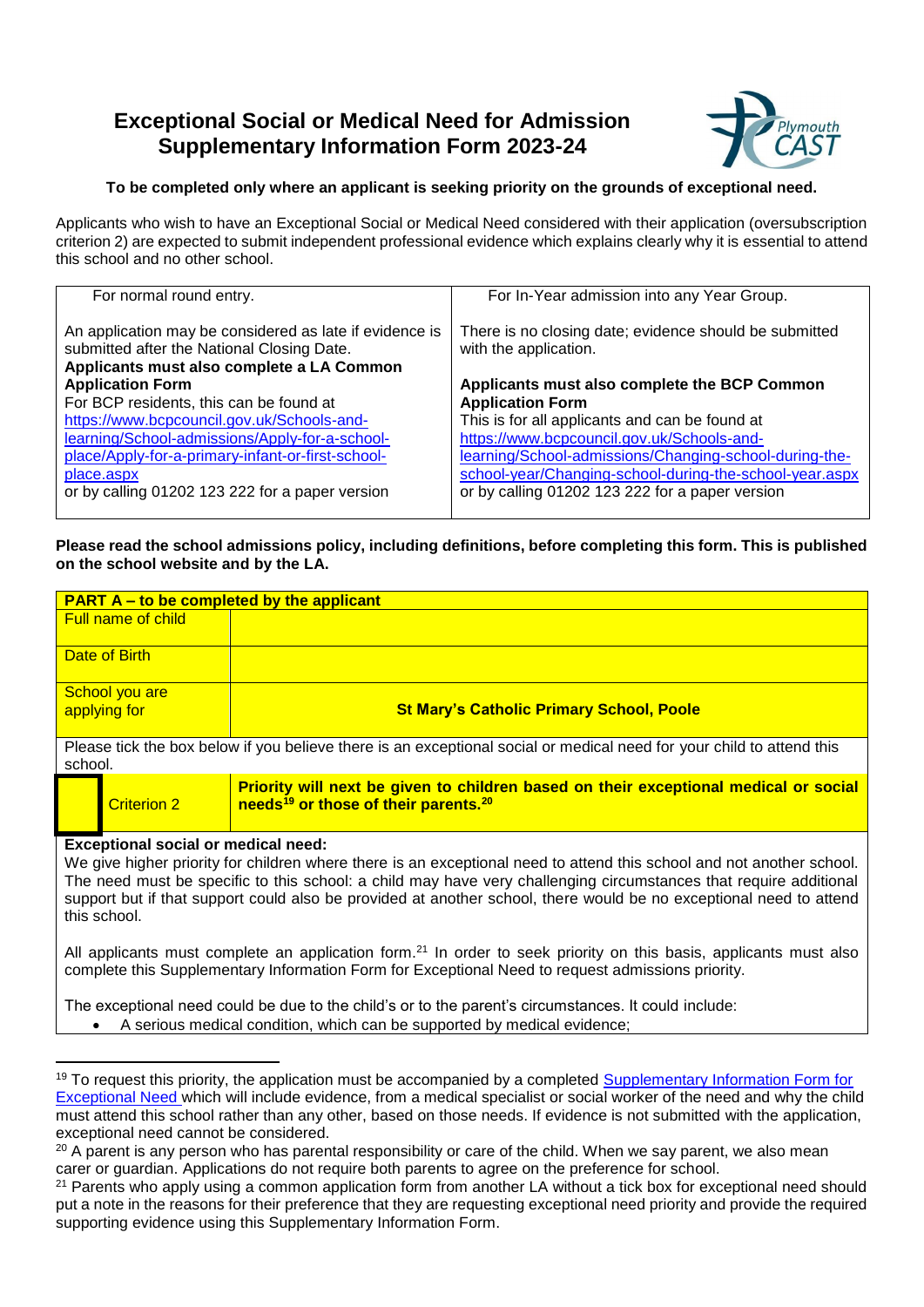# Exceptional Social or Medical Need for Admission Supplementary Information Form 2023-24

**To be completed only where an applicant is seeking priority on the grounds of exceptional need.**

Applicants who wish to have an Exceptional Social or Medical Need considered with their application (oversubscription criterion 2) are expected to submit independent professional evidence which explains clearly why it is essential to attend this school and no other school.

| For normal round entry. | For In-Year admission into any Year Group. |
|---|---|
| An application may be considered as late if evidence is submitted after the National Closing Date.<br>**Applicants must also complete a LA Common Application Form**<br>For BCP residents, this can be found at [https://www.bcpcouncil.gov.uk/Schools-and-learning/School-admissions/Apply-for-a-school-place/Apply-for-a-primary-infant-or-first-school-place.aspx](https://www.bcpcouncil.gov.uk/Schools-and-learning/School-admissions/Apply-for-a-school-place/Apply-for-a-primary-infant-or-first-school-place.aspx)<br>or by calling 01202 123 222 for a paper version | There is no closing date; evidence should be submitted with the application.<br>**Applicants must also complete the BCP Common Application Form**<br>This is for all applicants and can be found at [https://www.bcpcouncil.gov.uk/Schools-and-learning/School-admissions/Changing-school-during-the-school-year/Changing-school-during-the-school-year.aspx](https://www.bcpcouncil.gov.uk/Schools-and-learning/School-admissions/Changing-school-during-the-school-year/Changing-school-during-the-school-year.aspx)<br>or by calling 01202 123 222 for a paper version |

**Please read the school admissions policy, including definitions, before completing this form. This is published on the school website and by the LA.**

| **PART A – to be completed by the applicant** | |
|---|---|
| Full name of child | |
| Date of Birth | |
| School you are applying for | **St Mary's Catholic Primary School, Poole** |

Please tick the box below if you believe there is an exceptional social or medical need for your child to attend this school.

| ☐ Criterion 2 | **Priority will next be given to children based on their exceptional medical or social needs[19] or those of their parents.[20]** |
|---|---|

**Exceptional social or medical need:**

We give higher priority for children where there is an exceptional need to attend this school and not another school. The need must be specific to this school: a child may have very challenging circumstances that require additional support but if that support could also be provided at another school, there would be no exceptional need to attend this school.

All applicants must complete an application form.[21] In order to seek priority on this basis, applicants must also complete this Supplementary Information Form for Exceptional Need to request admissions priority.

The exceptional need could be due to the child's or to the parent's circumstances. It could include:

- A serious medical condition, which can be supported by medical evidence;

---

[19] To request this priority, the application must be accompanied by a completed Supplementary Information Form for Exceptional Need which will include evidence, from a medical specialist or social worker of the need and why the child must attend this school rather than any other, based on those needs. If evidence is not submitted with the application, exceptional need cannot be considered.

[20] A parent is any person who has parental responsibility or care of the child. When we say parent, we also mean carer or guardian. Applications do not require both parents to agree on the preference for school.

[21] Parents who apply using a common application form from another LA without a tick box for exceptional need should put a note in the reasons for their preference that they are requesting exceptional need priority and provide the required supporting evidence using this Supplementary Information Form.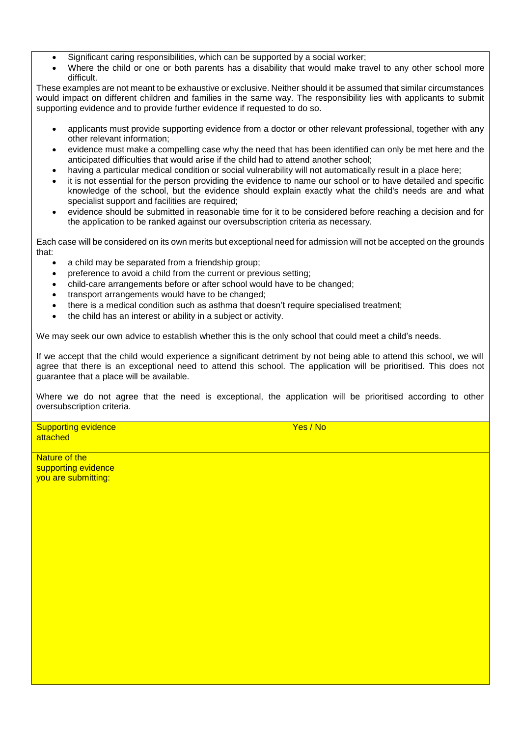- Significant caring responsibilities, which can be supported by a social worker;
- Where the child or one or both parents has a disability that would make travel to any other school more difficult.

These examples are not meant to be exhaustive or exclusive. Neither should it be assumed that similar circumstances would impact on different children and families in the same way. The responsibility lies with applicants to submit supporting evidence and to provide further evidence if requested to do so.

- applicants must provide supporting evidence from a doctor or other relevant professional, together with any other relevant information;
- evidence must make a compelling case why the need that has been identified can only be met here and the anticipated difficulties that would arise if the child had to attend another school;
- having a particular medical condition or social vulnerability will not automatically result in a place here;
- it is not essential for the person providing the evidence to name our school or to have detailed and specific knowledge of the school, but the evidence should explain exactly what the child's needs are and what specialist support and facilities are required;
- evidence should be submitted in reasonable time for it to be considered before reaching a decision and for the application to be ranked against our oversubscription criteria as necessary.

Each case will be considered on its own merits but exceptional need for admission will not be accepted on the grounds that:

- a child may be separated from a friendship group;
- preference to avoid a child from the current or previous setting;
- child-care arrangements before or after school would have to be changed;
- transport arrangements would have to be changed;
- there is a medical condition such as asthma that doesn't require specialised treatment;
- the child has an interest or ability in a subject or activity.

We may seek our own advice to establish whether this is the only school that could meet a child's needs.

If we accept that the child would experience a significant detriment by not being able to attend this school, we will agree that there is an exceptional need to attend this school. The application will be prioritised. This does not guarantee that a place will be available.

Where we do not agree that the need is exceptional, the application will be prioritised according to other oversubscription criteria.

| Supporting evidence attached | Yes / No |
|---|---|
| Nature of the supporting evidence you are submitting: | |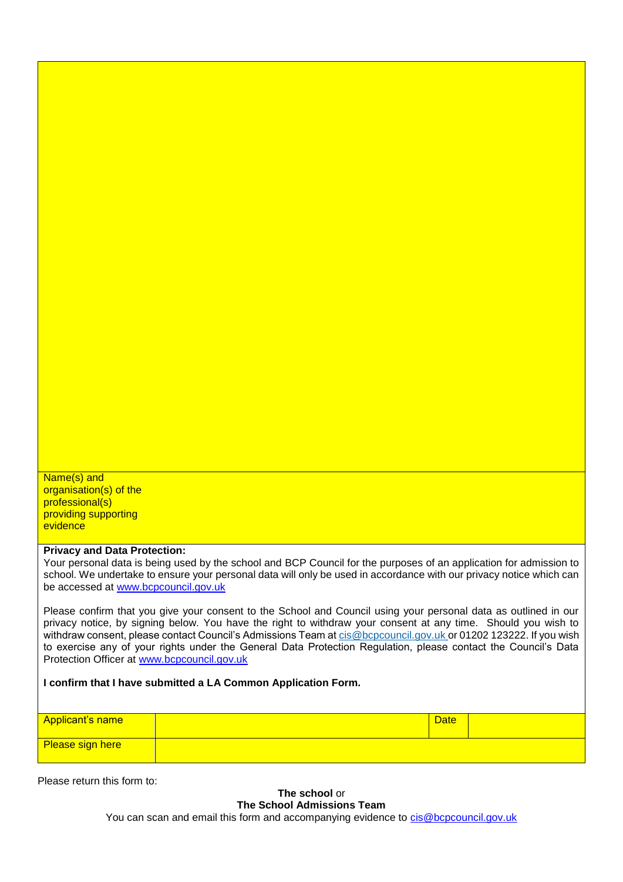| | |
|---|---|
| | |
| Name(s) and organisation(s) of the professional(s) providing supporting evidence | |

**Privacy and Data Protection:**
Your personal data is being used by the school and BCP Council for the purposes of an application for admission to school. We undertake to ensure your personal data will only be used in accordance with our privacy notice which can be accessed at www.bcpcouncil.gov.uk

Please confirm that you give your consent to the School and Council using your personal data as outlined in our privacy notice, by signing below. You have the right to withdraw your consent at any time. Should you wish to withdraw consent, please contact Council's Admissions Team at cis@bcpcouncil.gov.uk or 01202 123222. If you wish to exercise any of your rights under the General Data Protection Regulation, please contact the Council's Data Protection Officer at www.bcpcouncil.gov.uk

**I confirm that I have submitted a LA Common Application Form.**

| Applicant's name | | Date | |
|---|---|---|---|
| Please sign here | | | |

Please return this form to:

**The school** or
**The School Admissions Team**
You can scan and email this form and accompanying evidence to cis@bcpcouncil.gov.uk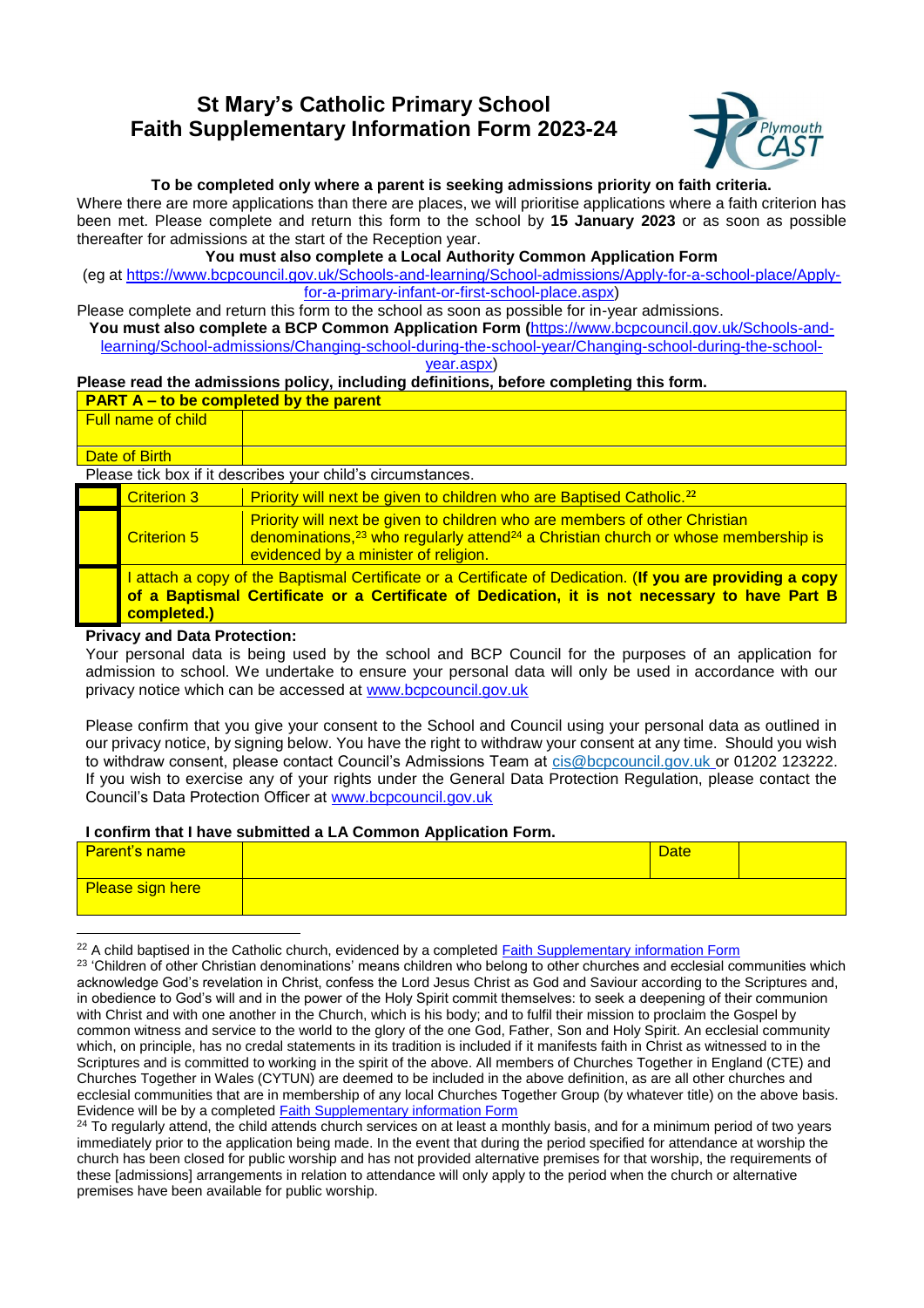# St Mary's Catholic Primary School
# Faith Supplementary Information Form 2023-24

**To be completed only where a parent is seeking admissions priority on faith criteria.**

Where there are more applications than there are places, we will prioritise applications where a faith criterion has been met. Please complete and return this form to the school by **15 January 2023** or as soon as possible thereafter for admissions at the start of the Reception year.

**You must also complete a Local Authority Common Application Form**

(eg at https://www.bcpcouncil.gov.uk/Schools-and-learning/School-admissions/Apply-for-a-school-place/Apply-for-a-primary-infant-or-first-school-place.aspx)

Please complete and return this form to the school as soon as possible for in-year admissions.

**You must also complete a BCP Common Application Form (**https://www.bcpcouncil.gov.uk/Schools-and-learning/School-admissions/Changing-school-during-the-school-year/Changing-school-during-the-school-year.aspx)

**Please read the admissions policy, including definitions, before completing this form.**

| **PART A – to be completed by the parent** | |
|---|---|
| Full name of child | |
| Date of Birth | |

Please tick box if it describes your child's circumstances.

| | | |
|---|---|---|
| | Criterion 3 | Priority will next be given to children who are Baptised Catholic.[22] |
| | Criterion 5 | Priority will next be given to children who are members of other Christian denominations,[23] who regularly attend[24] a Christian church or whose membership is evidenced by a minister of religion. |
| | I attach a copy of the Baptismal Certificate or a Certificate of Dedication. (**If you are providing a copy of a Baptismal Certificate or a Certificate of Dedication, it is not necessary to have Part B completed.)** | |

**Privacy and Data Protection:**

Your personal data is being used by the school and BCP Council for the purposes of an application for admission to school. We undertake to ensure your personal data will only be used in accordance with our privacy notice which can be accessed at www.bcpcouncil.gov.uk

Please confirm that you give your consent to the School and Council using your personal data as outlined in our privacy notice, by signing below. You have the right to withdraw your consent at any time. Should you wish to withdraw consent, please contact Council's Admissions Team at cis@bcpcouncil.gov.uk or 01202 123222. If you wish to exercise any of your rights under the General Data Protection Regulation, please contact the Council's Data Protection Officer at www.bcpcouncil.gov.uk

**I confirm that I have submitted a LA Common Application Form.**

| Parent's name | | Date | |
|---|---|---|---|
| Please sign here | | | |

[22] A child baptised in the Catholic church, evidenced by a completed Faith Supplementary information Form

[23] 'Children of other Christian denominations' means children who belong to other churches and ecclesial communities which acknowledge God's revelation in Christ, confess the Lord Jesus Christ as God and Saviour according to the Scriptures and, in obedience to God's will and in the power of the Holy Spirit commit themselves: to seek a deepening of their communion with Christ and with one another in the Church, which is his body; and to fulfil their mission to proclaim the Gospel by common witness and service to the world to the glory of the one God, Father, Son and Holy Spirit. An ecclesial community which, on principle, has no credal statements in its tradition is included if it manifests faith in Christ as witnessed to in the Scriptures and is committed to working in the spirit of the above. All members of Churches Together in England (CTE) and Churches Together in Wales (CYTUN) are deemed to be included in the above definition, as are all other churches and ecclesial communities that are in membership of any local Churches Together Group (by whatever title) on the above basis. Evidence will be by a completed Faith Supplementary information Form

[24] To regularly attend, the child attends church services on at least a monthly basis, and for a minimum period of two years immediately prior to the application being made. In the event that during the period specified for attendance at worship the church has been closed for public worship and has not provided alternative premises for that worship, the requirements of these [admissions] arrangements in relation to attendance will only apply to the period when the church or alternative premises have been available for public worship.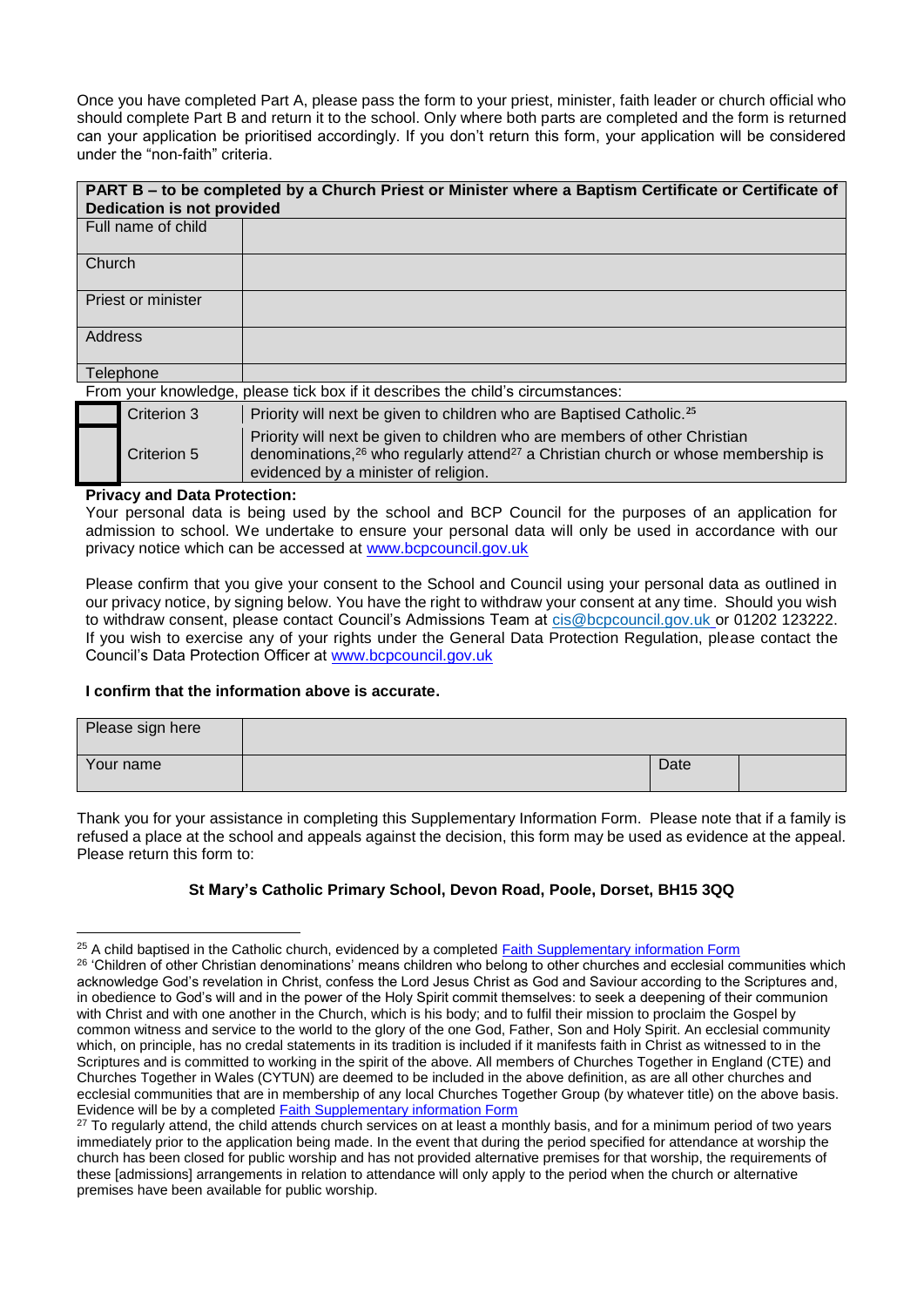Once you have completed Part A, please pass the form to your priest, minister, faith leader or church official who should complete Part B and return it to the school. Only where both parts are completed and the form is returned can your application be prioritised accordingly. If you don't return this form, your application will be considered under the "non-faith" criteria.

| **PART B – to be completed by a Church Priest or Minister where a Baptism Certificate or Certificate of Dedication is not provided** | |
|---|---|
| Full name of child | |
| Church | |
| Priest or minister | |
| Address | |
| Telephone | |

From your knowledge, please tick box if it describes the child's circumstances:

| | | |
|---|---|---|
| ☐ | Criterion 3 | Priority will next be given to children who are Baptised Catholic.[25] |
| ☐ | Criterion 5 | Priority will next be given to children who are members of other Christian denominations,[26] who regularly attend[27] a Christian church or whose membership is evidenced by a minister of religion. |

**Privacy and Data Protection:**

Your personal data is being used by the school and BCP Council for the purposes of an application for admission to school. We undertake to ensure your personal data will only be used in accordance with our privacy notice which can be accessed at www.bcpcouncil.gov.uk

Please confirm that you give your consent to the School and Council using your personal data as outlined in our privacy notice, by signing below. You have the right to withdraw your consent at any time. Should you wish to withdraw consent, please contact Council's Admissions Team at cis@bcpcouncil.gov.uk or 01202 123222. If you wish to exercise any of your rights under the General Data Protection Regulation, please contact the Council's Data Protection Officer at www.bcpcouncil.gov.uk

**I confirm that the information above is accurate.**

| Please sign here | | | |
|---|---|---|---|
| Your name | | Date | |

Thank you for your assistance in completing this Supplementary Information Form. Please note that if a family is refused a place at the school and appeals against the decision, this form may be used as evidence at the appeal. Please return this form to:

**St Mary's Catholic Primary School, Devon Road, Poole, Dorset, BH15 3QQ**

---

[25] A child baptised in the Catholic church, evidenced by a completed Faith Supplementary information Form

[26] 'Children of other Christian denominations' means children who belong to other churches and ecclesial communities which acknowledge God's revelation in Christ, confess the Lord Jesus Christ as God and Saviour according to the Scriptures and, in obedience to God's will and in the power of the Holy Spirit commit themselves: to seek a deepening of their communion with Christ and with one another in the Church, which is his body; and to fulfil their mission to proclaim the Gospel by common witness and service to the world to the glory of the one God, Father, Son and Holy Spirit. An ecclesial community which, on principle, has no credal statements in its tradition is included if it manifests faith in Christ as witnessed to in the Scriptures and is committed to working in the spirit of the above. All members of Churches Together in England (CTE) and Churches Together in Wales (CYTUN) are deemed to be included in the above definition, as are all other churches and ecclesial communities that are in membership of any local Churches Together Group (by whatever title) on the above basis. Evidence will be by a completed Faith Supplementary information Form

[27] To regularly attend, the child attends church services on at least a monthly basis, and for a minimum period of two years immediately prior to the application being made. In the event that during the period specified for attendance at worship the church has been closed for public worship and has not provided alternative premises for that worship, the requirements of these [admissions] arrangements in relation to attendance will only apply to the period when the church or alternative premises have been available for public worship.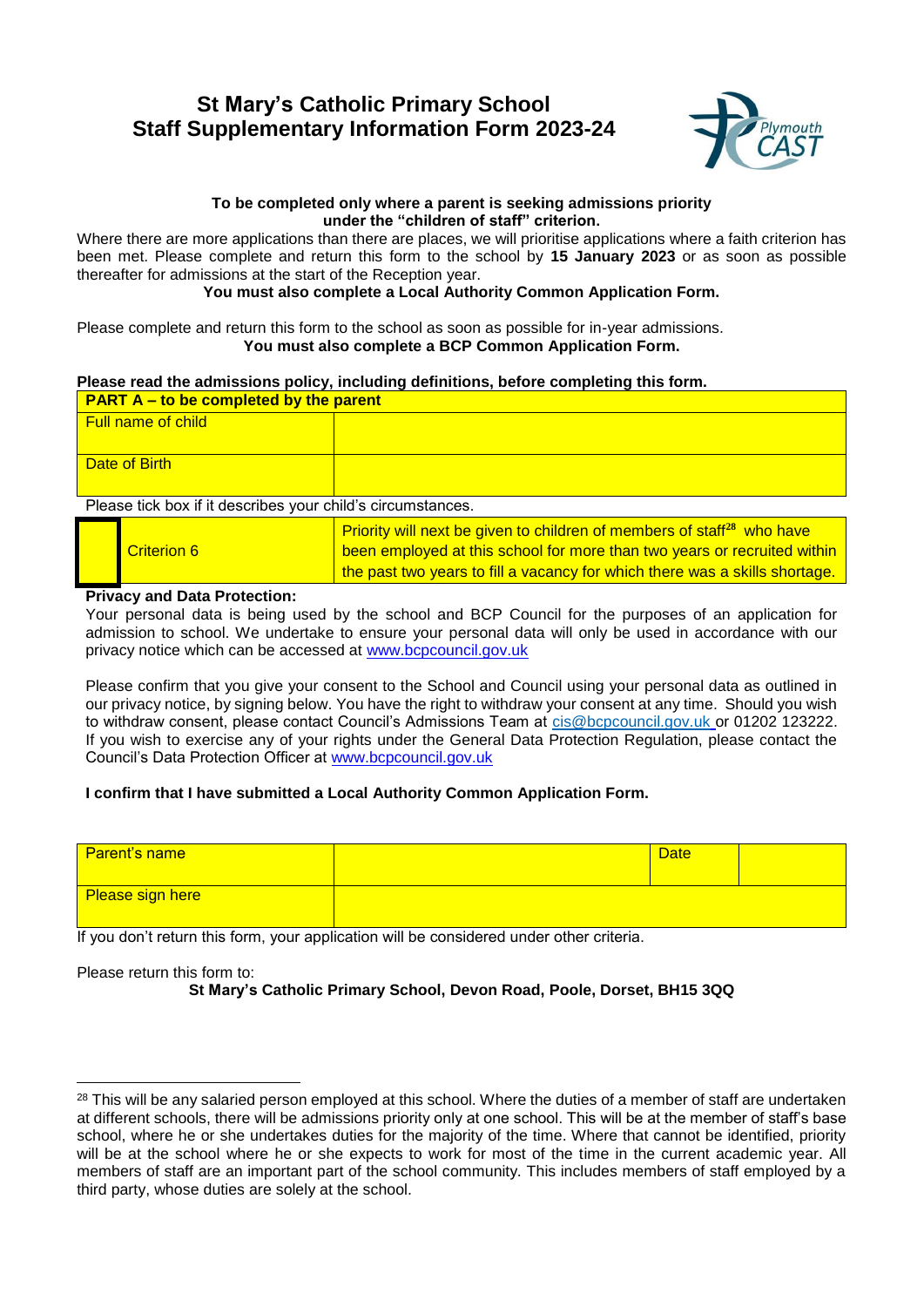# St Mary's Catholic Primary School
# Staff Supplementary Information Form 2023-24

**To be completed only where a parent is seeking admissions priority under the "children of staff" criterion.**

Where there are more applications than there are places, we will prioritise applications where a faith criterion has been met. Please complete and return this form to the school by **15 January 2023** or as soon as possible thereafter for admissions at the start of the Reception year.

**You must also complete a Local Authority Common Application Form.**

Please complete and return this form to the school as soon as possible for in-year admissions.

**You must also complete a BCP Common Application Form.**

**Please read the admissions policy, including definitions, before completing this form.**

| **PART A – to be completed by the parent** | |
|---|---|
| Full name of child | |
| Date of Birth | |

Please tick box if it describes your child's circumstances.

| | | |
|---|---|---|
| ☐ | Criterion 6 | Priority will next be given to children of members of staff[28] who have been employed at this school for more than two years or recruited within the past two years to fill a vacancy for which there was a skills shortage. |

**Privacy and Data Protection:**

Your personal data is being used by the school and BCP Council for the purposes of an application for admission to school. We undertake to ensure your personal data will only be used in accordance with our privacy notice which can be accessed at www.bcpcouncil.gov.uk

Please confirm that you give your consent to the School and Council using your personal data as outlined in our privacy notice, by signing below. You have the right to withdraw your consent at any time. Should you wish to withdraw consent, please contact Council's Admissions Team at cis@bcpcouncil.gov.uk or 01202 123222. If you wish to exercise any of your rights under the General Data Protection Regulation, please contact the Council's Data Protection Officer at www.bcpcouncil.gov.uk

**I confirm that I have submitted a Local Authority Common Application Form.**

| | | | |
|---|---|---|---|
| Parent's name | | Date | |
| Please sign here | | | |

If you don't return this form, your application will be considered under other criteria.

Please return this form to:

**St Mary's Catholic Primary School, Devon Road, Poole, Dorset, BH15 3QQ**

---

[28] This will be any salaried person employed at this school. Where the duties of a member of staff are undertaken at different schools, there will be admissions priority only at one school. This will be at the member of staff's base school, where he or she undertakes duties for the majority of the time. Where that cannot be identified, priority will be at the school where he or she expects to work for most of the time in the current academic year. All members of staff are an important part of the school community. This includes members of staff employed by a third party, whose duties are solely at the school.